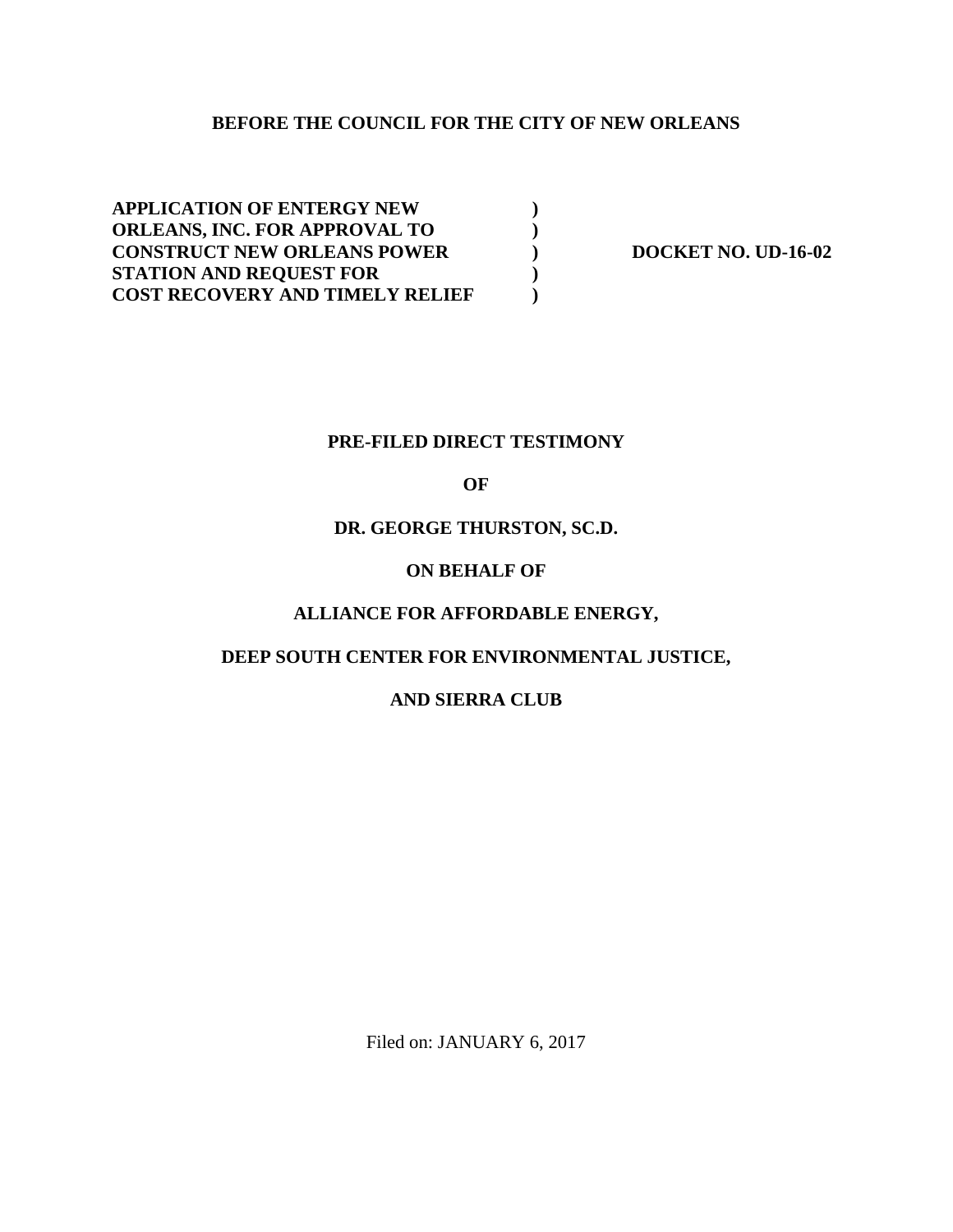**BEFORE THE COUNCIL FOR THE CITY OF NEW ORLEANS**

| | | |
|---|---|---|
| **APPLICATION OF ENTERGY NEW ORLEANS, INC. FOR APPROVAL TO CONSTRUCT NEW ORLEANS POWER STATION AND REQUEST FOR COST RECOVERY AND TIMELY RELIEF** | **)<br>)<br>)<br>)<br>)** | **DOCKET NO. UD-16-02** |

**PRE-FILED DIRECT TESTIMONY**

**OF**

**DR. GEORGE THURSTON, SC.D.**

**ON BEHALF OF**

**ALLIANCE FOR AFFORDABLE ENERGY,**

**DEEP SOUTH CENTER FOR ENVIRONMENTAL JUSTICE,**

**AND SIERRA CLUB**

Filed on: JANUARY 6, 2017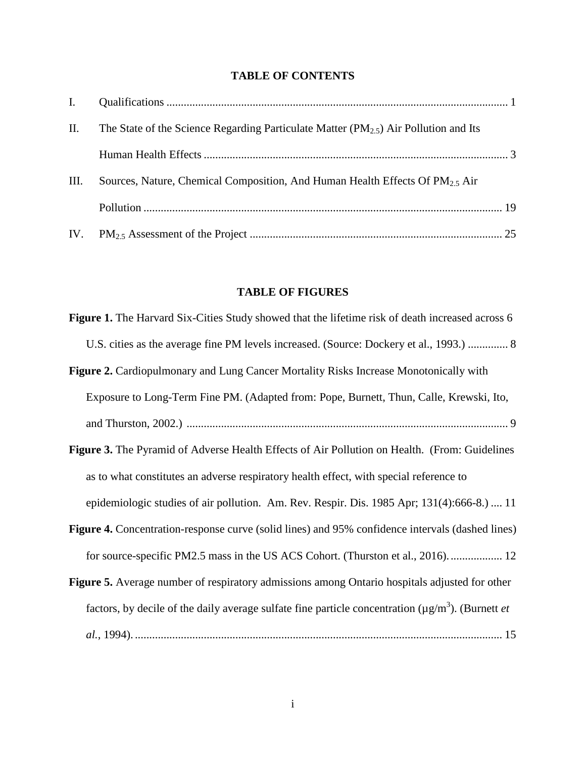## TABLE OF CONTENTS

I. Qualifications ........................................................................................................ 1

II. The State of the Science Regarding Particulate Matter ($PM_{2.5}$) Air Pollution and Its Human Health Effects ........................................................................................................ 3

III. Sources, Nature, Chemical Composition, And Human Health Effects Of $PM_{2.5}$ Air Pollution ........................................................................................................ 19

IV. $PM_{2.5}$ Assessment of the Project ........................................................................................................ 25

## TABLE OF FIGURES

**Figure 1.** The Harvard Six-Cities Study showed that the lifetime risk of death increased across 6 U.S. cities as the average fine PM levels increased. (Source: Dockery et al., 1993.) .............. 8

**Figure 2.** Cardiopulmonary and Lung Cancer Mortality Risks Increase Monotonically with Exposure to Long-Term Fine PM. (Adapted from: Pope, Burnett, Thun, Calle, Krewski, Ito, and Thurston, 2002.) ........................................................................................................ 9

**Figure 3.** The Pyramid of Adverse Health Effects of Air Pollution on Health. (From: Guidelines as to what constitutes an adverse respiratory health effect, with special reference to epidemiologic studies of air pollution. Am. Rev. Respir. Dis. 1985 Apr; 131(4):666-8.) .... 11

**Figure 4.** Concentration-response curve (solid lines) and 95% confidence intervals (dashed lines) for source-specific PM2.5 mass in the US ACS Cohort. (Thurston et al., 2016). .................. 12

**Figure 5.** Average number of respiratory admissions among Ontario hospitals adjusted for other factors, by decile of the daily average sulfate fine particle concentration ($\mu g/m^3$). (Burnett *et al.*, 1994). ........................................................................................................ 15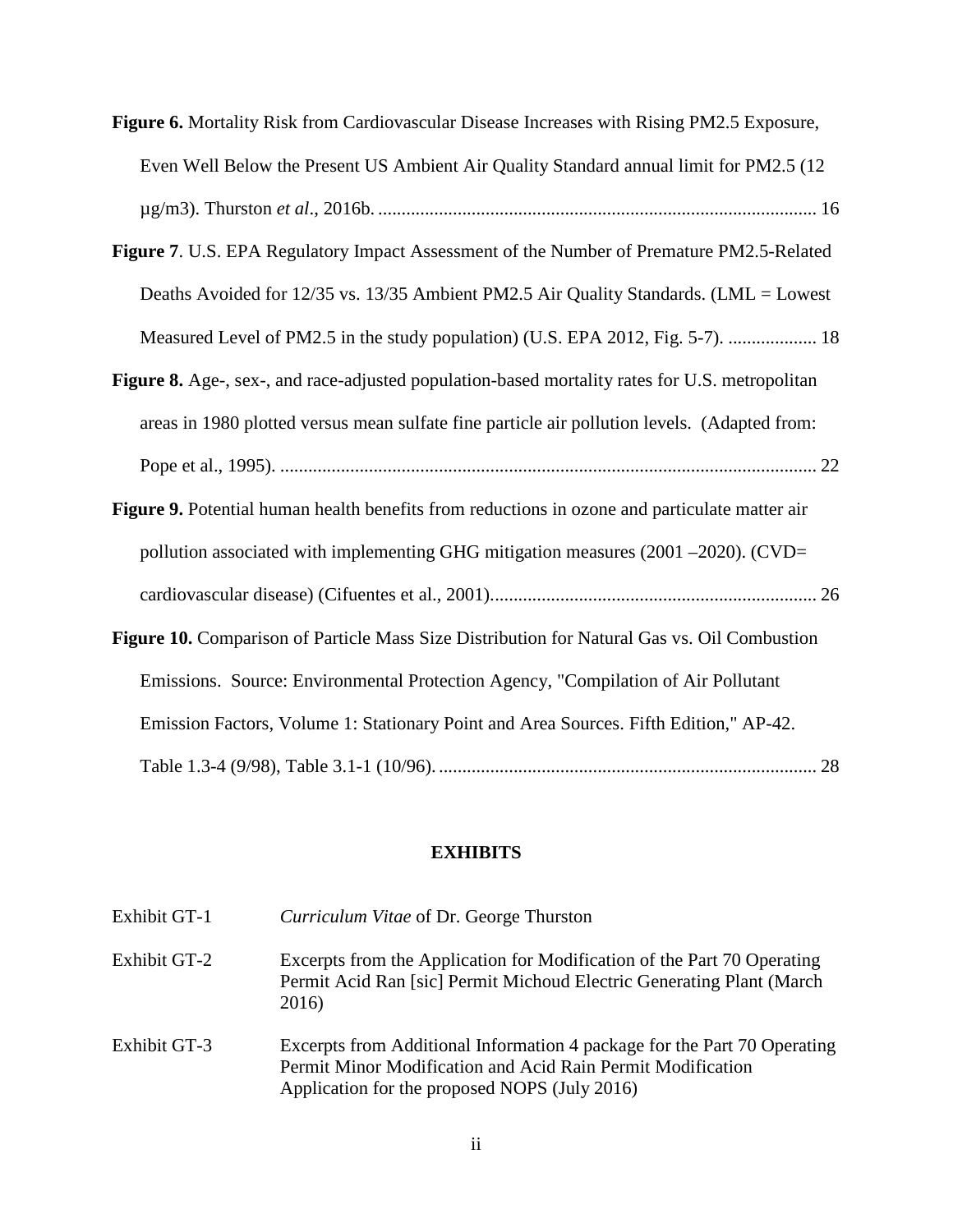**Figure 6.** Mortality Risk from Cardiovascular Disease Increases with Rising PM2.5 Exposure, Even Well Below the Present US Ambient Air Quality Standard annual limit for PM2.5 (12 µg/m3). Thurston *et al*., 2016b. ............................................................................................ 16

**Figure 7**. U.S. EPA Regulatory Impact Assessment of the Number of Premature PM2.5-Related Deaths Avoided for 12/35 vs. 13/35 Ambient PM2.5 Air Quality Standards. (LML = Lowest Measured Level of PM2.5 in the study population) (U.S. EPA 2012, Fig. 5-7). ................... 18

**Figure 8.** Age-, sex-, and race-adjusted population-based mortality rates for U.S. metropolitan areas in 1980 plotted versus mean sulfate fine particle air pollution levels. (Adapted from: Pope et al., 1995). ................................................................................................................... 22

**Figure 9.** Potential human health benefits from reductions in ozone and particulate matter air pollution associated with implementing GHG mitigation measures (2001 –2020). (CVD= cardiovascular disease) (Cifuentes et al., 2001)..................................................................... 26

**Figure 10.** Comparison of Particle Mass Size Distribution for Natural Gas vs. Oil Combustion Emissions. Source: Environmental Protection Agency, "Compilation of Air Pollutant Emission Factors, Volume 1: Stationary Point and Area Sources. Fifth Edition," AP-42. Table 1.3-4 (9/98), Table 3.1-1 (10/96). ................................................................................. 28

## EXHIBITS

| | |
|---|---|
| Exhibit GT-1 | *Curriculum Vitae* of Dr. George Thurston |
| Exhibit GT-2 | Excerpts from the Application for Modification of the Part 70 Operating Permit Acid Ran [sic] Permit Michoud Electric Generating Plant (March 2016) |
| Exhibit GT-3 | Excerpts from Additional Information 4 package for the Part 70 Operating Permit Minor Modification and Acid Rain Permit Modification Application for the proposed NOPS (July 2016) |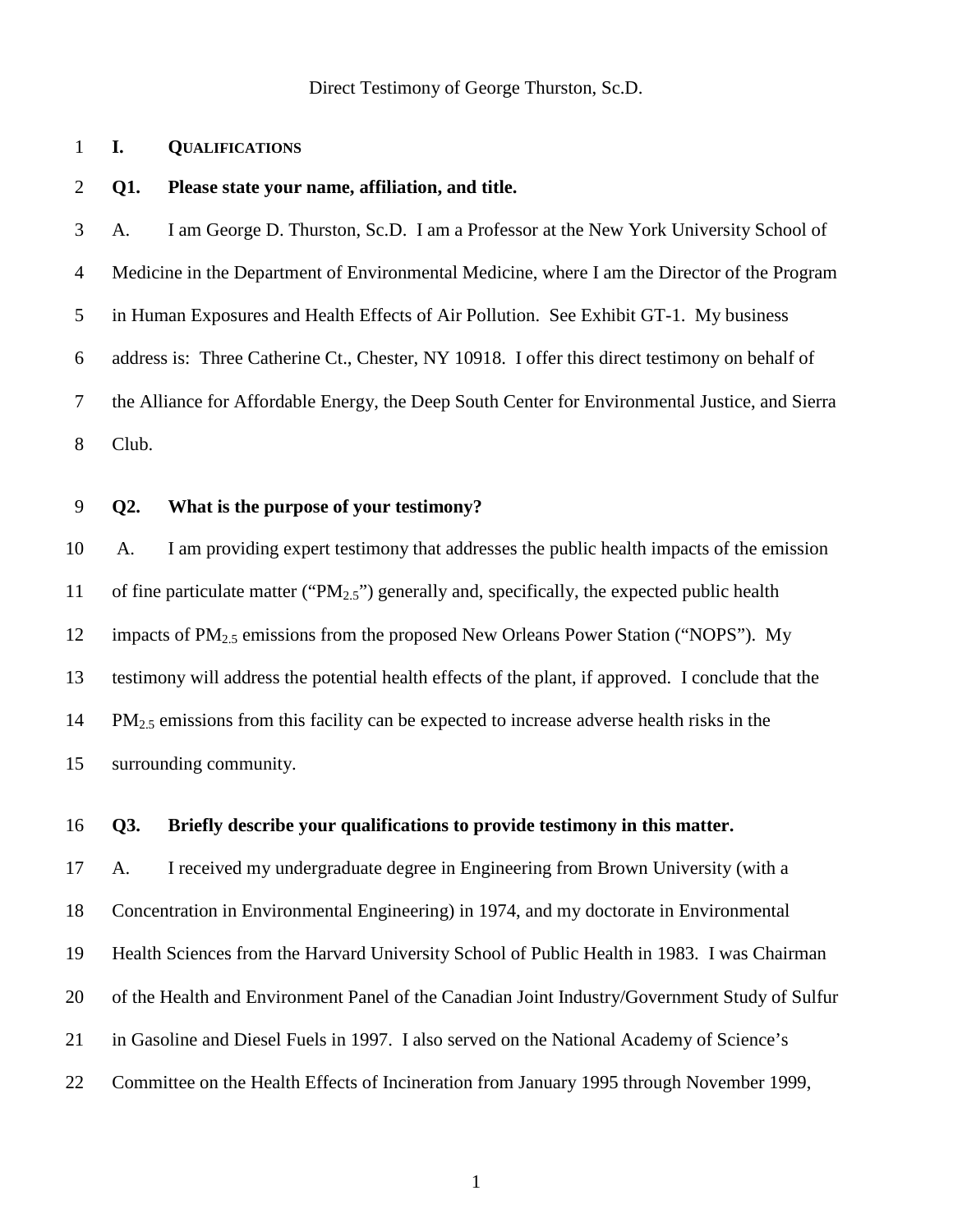Direct Testimony of George Thurston, Sc.D.

## I. QUALIFICATIONS

**Q1. Please state your name, affiliation, and title.**

A. I am George D. Thurston, Sc.D. I am a Professor at the New York University School of Medicine in the Department of Environmental Medicine, where I am the Director of the Program in Human Exposures and Health Effects of Air Pollution. See Exhibit GT-1. My business address is: Three Catherine Ct., Chester, NY 10918. I offer this direct testimony on behalf of the Alliance for Affordable Energy, the Deep South Center for Environmental Justice, and Sierra Club.

**Q2. What is the purpose of your testimony?**

A. I am providing expert testimony that addresses the public health impacts of the emission of fine particulate matter ("$PM_{2.5}$") generally and, specifically, the expected public health impacts of $PM_{2.5}$ emissions from the proposed New Orleans Power Station ("NOPS"). My testimony will address the potential health effects of the plant, if approved. I conclude that the $PM_{2.5}$ emissions from this facility can be expected to increase adverse health risks in the surrounding community.

**Q3. Briefly describe your qualifications to provide testimony in this matter.**

A. I received my undergraduate degree in Engineering from Brown University (with a Concentration in Environmental Engineering) in 1974, and my doctorate in Environmental Health Sciences from the Harvard University School of Public Health in 1983. I was Chairman of the Health and Environment Panel of the Canadian Joint Industry/Government Study of Sulfur in Gasoline and Diesel Fuels in 1997. I also served on the National Academy of Science's Committee on the Health Effects of Incineration from January 1995 through November 1999,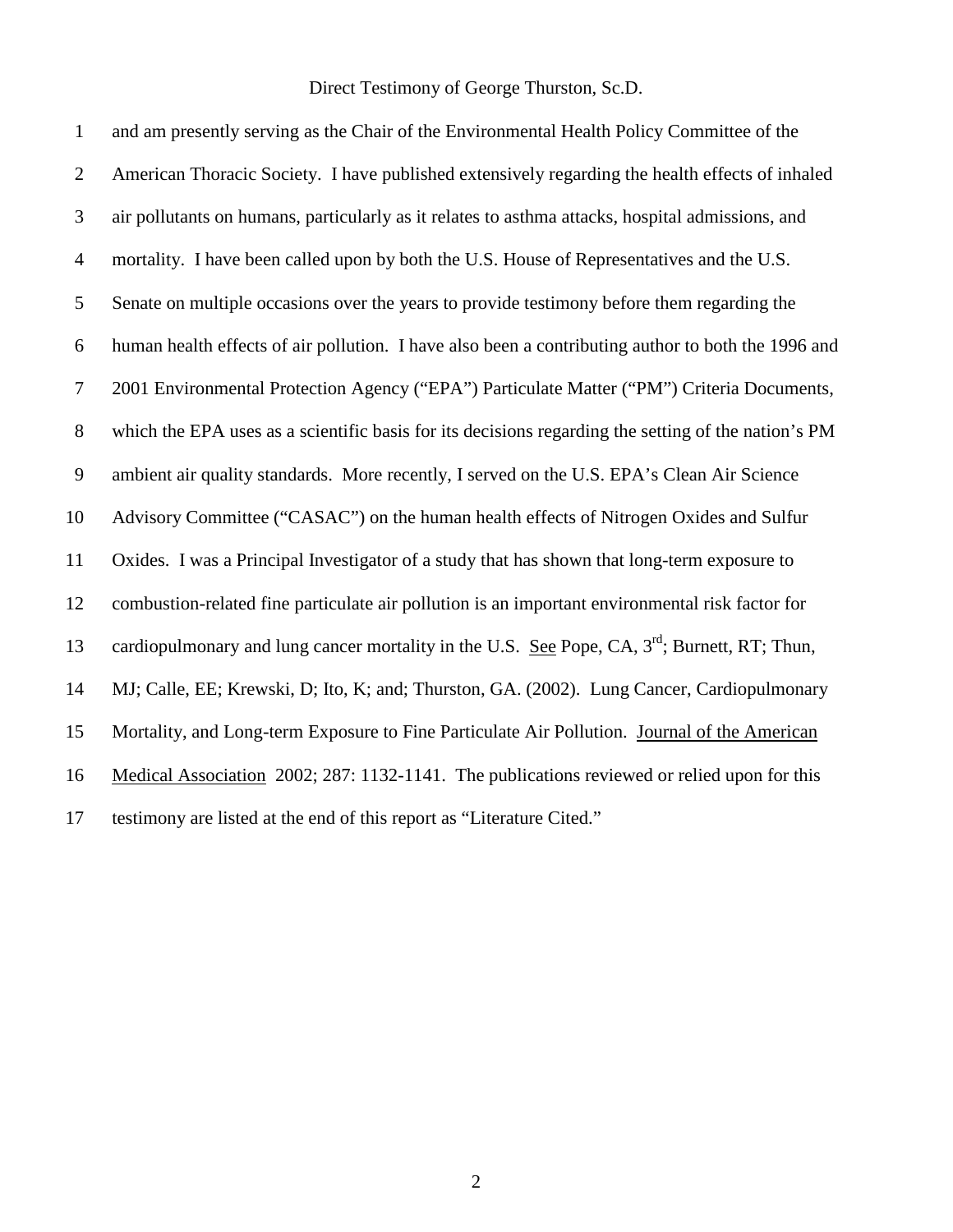and am presently serving as the Chair of the Environmental Health Policy Committee of the American Thoracic Society. I have published extensively regarding the health effects of inhaled air pollutants on humans, particularly as it relates to asthma attacks, hospital admissions, and mortality. I have been called upon by both the U.S. House of Representatives and the U.S. Senate on multiple occasions over the years to provide testimony before them regarding the human health effects of air pollution. I have also been a contributing author to both the 1996 and 2001 Environmental Protection Agency ("EPA") Particulate Matter ("PM") Criteria Documents, which the EPA uses as a scientific basis for its decisions regarding the setting of the nation's PM ambient air quality standards. More recently, I served on the U.S. EPA's Clean Air Science Advisory Committee ("CASAC") on the human health effects of Nitrogen Oxides and Sulfur Oxides. I was a Principal Investigator of a study that has shown that long-term exposure to combustion-related fine particulate air pollution is an important environmental risk factor for cardiopulmonary and lung cancer mortality in the U.S. See Pope, CA, 3rd; Burnett, RT; Thun, MJ; Calle, EE; Krewski, D; Ito, K; and; Thurston, GA. (2002). Lung Cancer, Cardiopulmonary Mortality, and Long-term Exposure to Fine Particulate Air Pollution. Journal of the American Medical Association 2002; 287: 1132-1141. The publications reviewed or relied upon for this testimony are listed at the end of this report as "Literature Cited."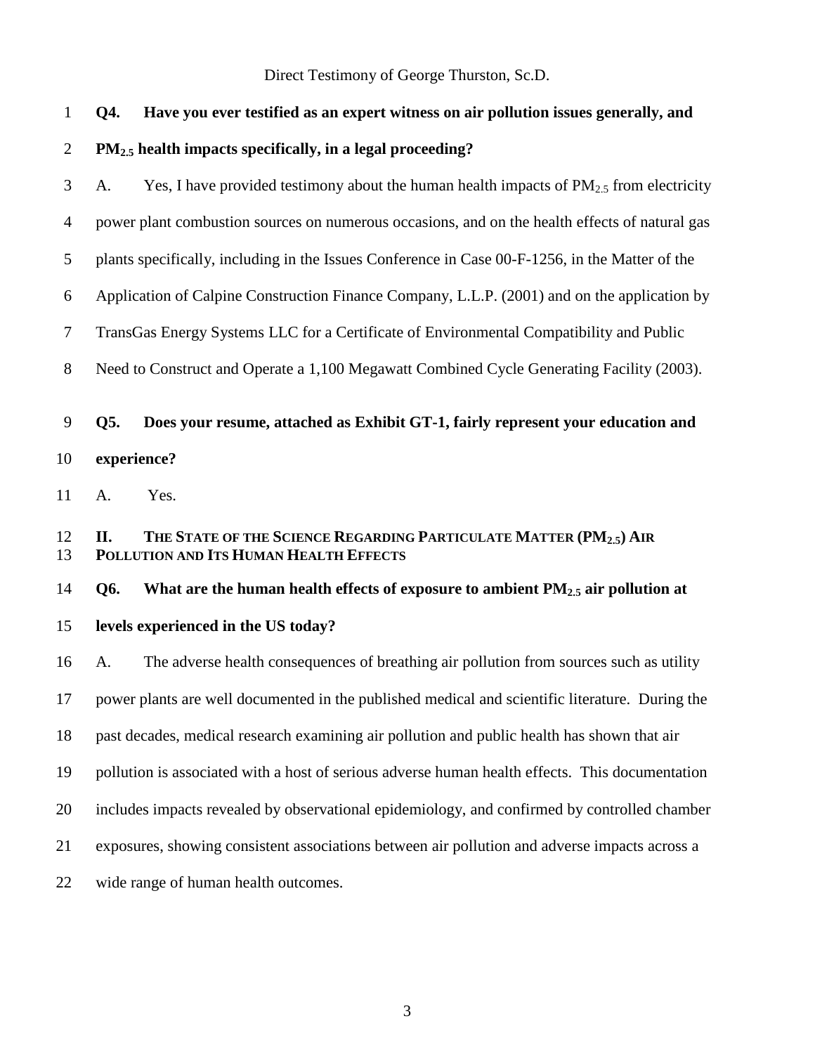**Q4. Have you ever testified as an expert witness on air pollution issues generally, and $PM_{2.5}$ health impacts specifically, in a legal proceeding?**

A. Yes, I have provided testimony about the human health impacts of $PM_{2.5}$ from electricity power plant combustion sources on numerous occasions, and on the health effects of natural gas plants specifically, including in the Issues Conference in Case 00-F-1256, in the Matter of the Application of Calpine Construction Finance Company, L.L.P. (2001) and on the application by TransGas Energy Systems LLC for a Certificate of Environmental Compatibility and Public Need to Construct and Operate a 1,100 Megawatt Combined Cycle Generating Facility (2003).

**Q5. Does your resume, attached as Exhibit GT-1, fairly represent your education and experience?**

A. Yes.

## II. The State of the Science Regarding Particulate Matter ($PM_{2.5}$) Air Pollution and Its Human Health Effects

**Q6. What are the human health effects of exposure to ambient $PM_{2.5}$ air pollution at levels experienced in the US today?**

A. The adverse health consequences of breathing air pollution from sources such as utility power plants are well documented in the published medical and scientific literature. During the past decades, medical research examining air pollution and public health has shown that air pollution is associated with a host of serious adverse human health effects. This documentation includes impacts revealed by observational epidemiology, and confirmed by controlled chamber exposures, showing consistent associations between air pollution and adverse impacts across a wide range of human health outcomes.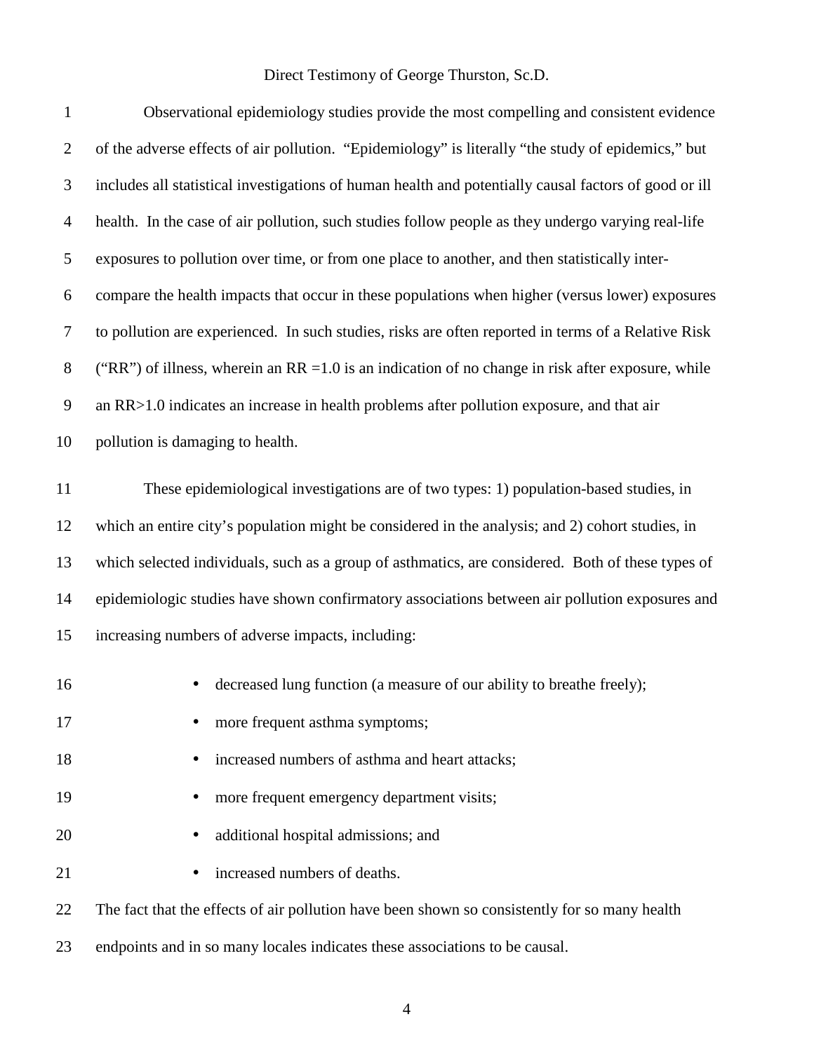Observational epidemiology studies provide the most compelling and consistent evidence of the adverse effects of air pollution. "Epidemiology" is literally "the study of epidemics," but includes all statistical investigations of human health and potentially causal factors of good or ill health. In the case of air pollution, such studies follow people as they undergo varying real-life exposures to pollution over time, or from one place to another, and then statistically inter-compare the health impacts that occur in these populations when higher (versus lower) exposures to pollution are experienced. In such studies, risks are often reported in terms of a Relative Risk ("RR") of illness, wherein an RR =1.0 is an indication of no change in risk after exposure, while an RR>1.0 indicates an increase in health problems after pollution exposure, and that air pollution is damaging to health.

These epidemiological investigations are of two types: 1) population-based studies, in which an entire city's population might be considered in the analysis; and 2) cohort studies, in which selected individuals, such as a group of asthmatics, are considered. Both of these types of epidemiologic studies have shown confirmatory associations between air pollution exposures and increasing numbers of adverse impacts, including:

- decreased lung function (a measure of our ability to breathe freely);
- more frequent asthma symptoms;
- increased numbers of asthma and heart attacks;
- more frequent emergency department visits;
- additional hospital admissions; and
- increased numbers of deaths.

The fact that the effects of air pollution have been shown so consistently for so many health endpoints and in so many locales indicates these associations to be causal.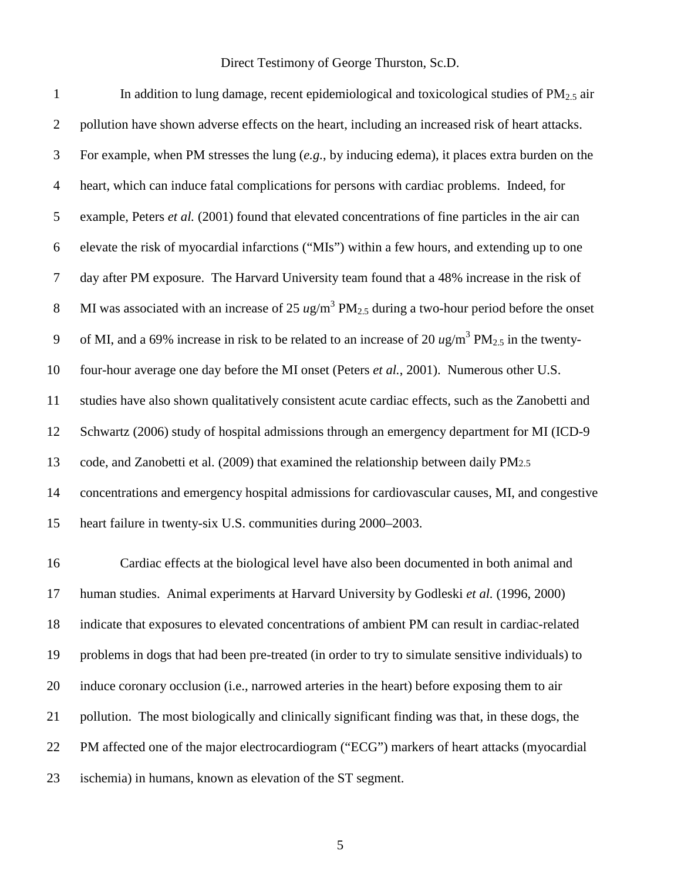In addition to lung damage, recent epidemiological and toxicological studies of $PM_{2.5}$ air pollution have shown adverse effects on the heart, including an increased risk of heart attacks. For example, when PM stresses the lung (*e.g.*, by inducing edema), it places extra burden on the heart, which can induce fatal complications for persons with cardiac problems. Indeed, for example, Peters *et al.* (2001) found that elevated concentrations of fine particles in the air can elevate the risk of myocardial infarctions ("MIs") within a few hours, and extending up to one day after PM exposure. The Harvard University team found that a 48% increase in the risk of MI was associated with an increase of 25 $ug/m^3$ $PM_{2.5}$ during a two-hour period before the onset of MI, and a 69% increase in risk to be related to an increase of 20 $ug/m^3$ $PM_{2.5}$ in the twenty-four-hour average one day before the MI onset (Peters *et al.*, 2001). Numerous other U.S. studies have also shown qualitatively consistent acute cardiac effects, such as the Zanobetti and Schwartz (2006) study of hospital admissions through an emergency department for MI (ICD-9 code, and Zanobetti et al. (2009) that examined the relationship between daily $PM_{2.5}$ concentrations and emergency hospital admissions for cardiovascular causes, MI, and congestive heart failure in twenty-six U.S. communities during 2000–2003.

Cardiac effects at the biological level have also been documented in both animal and human studies. Animal experiments at Harvard University by Godleski *et al.* (1996, 2000) indicate that exposures to elevated concentrations of ambient PM can result in cardiac-related problems in dogs that had been pre-treated (in order to try to simulate sensitive individuals) to induce coronary occlusion (i.e., narrowed arteries in the heart) before exposing them to air pollution. The most biologically and clinically significant finding was that, in these dogs, the PM affected one of the major electrocardiogram ("ECG") markers of heart attacks (myocardial ischemia) in humans, known as elevation of the ST segment.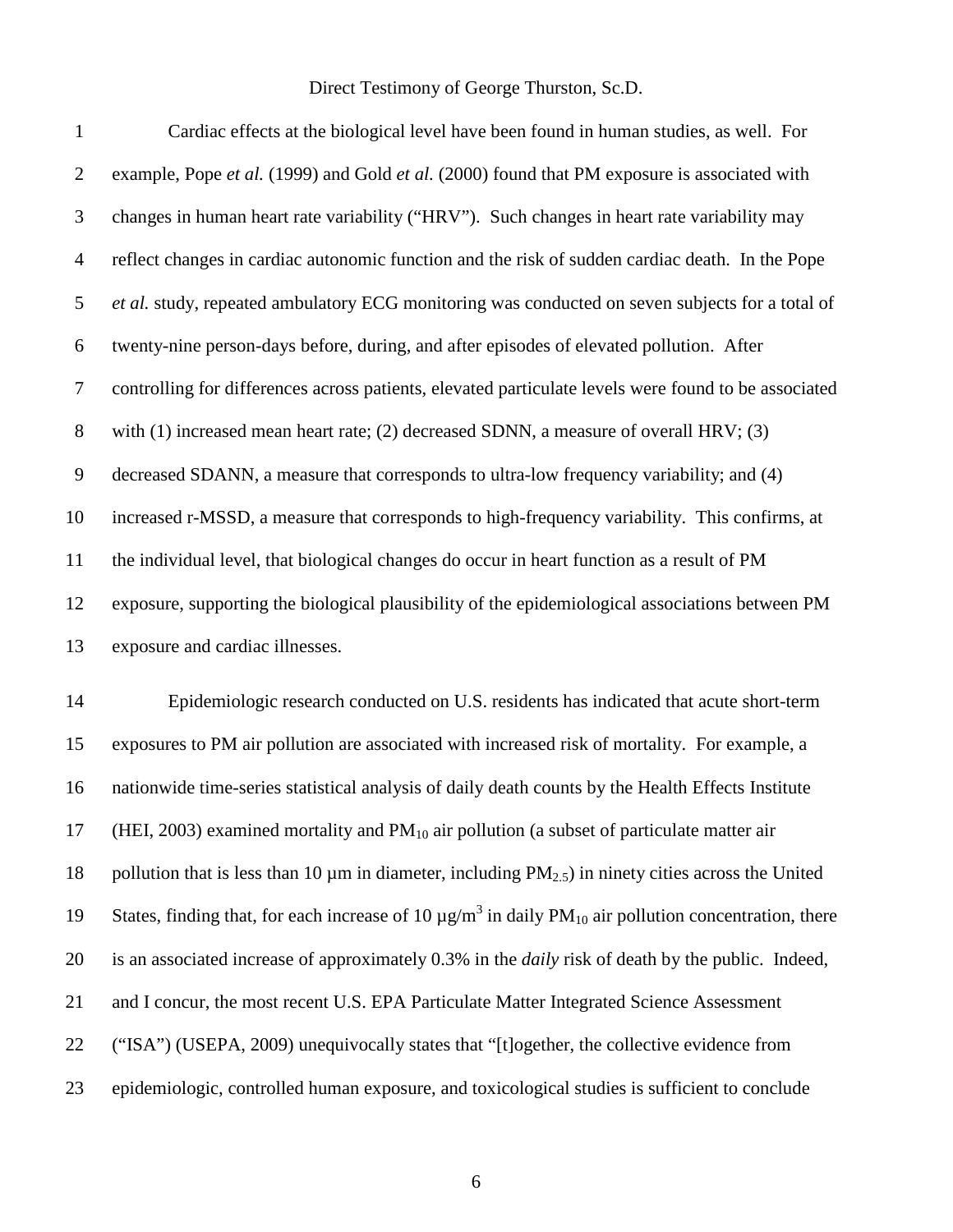Cardiac effects at the biological level have been found in human studies, as well. For example, Pope *et al.* (1999) and Gold *et al.* (2000) found that PM exposure is associated with changes in human heart rate variability ("HRV"). Such changes in heart rate variability may reflect changes in cardiac autonomic function and the risk of sudden cardiac death. In the Pope *et al.* study, repeated ambulatory ECG monitoring was conducted on seven subjects for a total of twenty-nine person-days before, during, and after episodes of elevated pollution. After controlling for differences across patients, elevated particulate levels were found to be associated with (1) increased mean heart rate; (2) decreased SDNN, a measure of overall HRV; (3) decreased SDANN, a measure that corresponds to ultra-low frequency variability; and (4) increased r-MSSD, a measure that corresponds to high-frequency variability. This confirms, at the individual level, that biological changes do occur in heart function as a result of PM exposure, supporting the biological plausibility of the epidemiological associations between PM exposure and cardiac illnesses.

Epidemiologic research conducted on U.S. residents has indicated that acute short-term exposures to PM air pollution are associated with increased risk of mortality. For example, a nationwide time-series statistical analysis of daily death counts by the Health Effects Institute (HEI, 2003) examined mortality and $PM_{10}$ air pollution (a subset of particulate matter air pollution that is less than 10 μm in diameter, including $PM_{2.5}$) in ninety cities across the United States, finding that, for each increase of 10 $\mu g/m^3$ in daily $PM_{10}$ air pollution concentration, there is an associated increase of approximately 0.3% in the *daily* risk of death by the public. Indeed, and I concur, the most recent U.S. EPA Particulate Matter Integrated Science Assessment ("ISA") (USEPA, 2009) unequivocally states that "[t]ogether, the collective evidence from epidemiologic, controlled human exposure, and toxicological studies is sufficient to conclude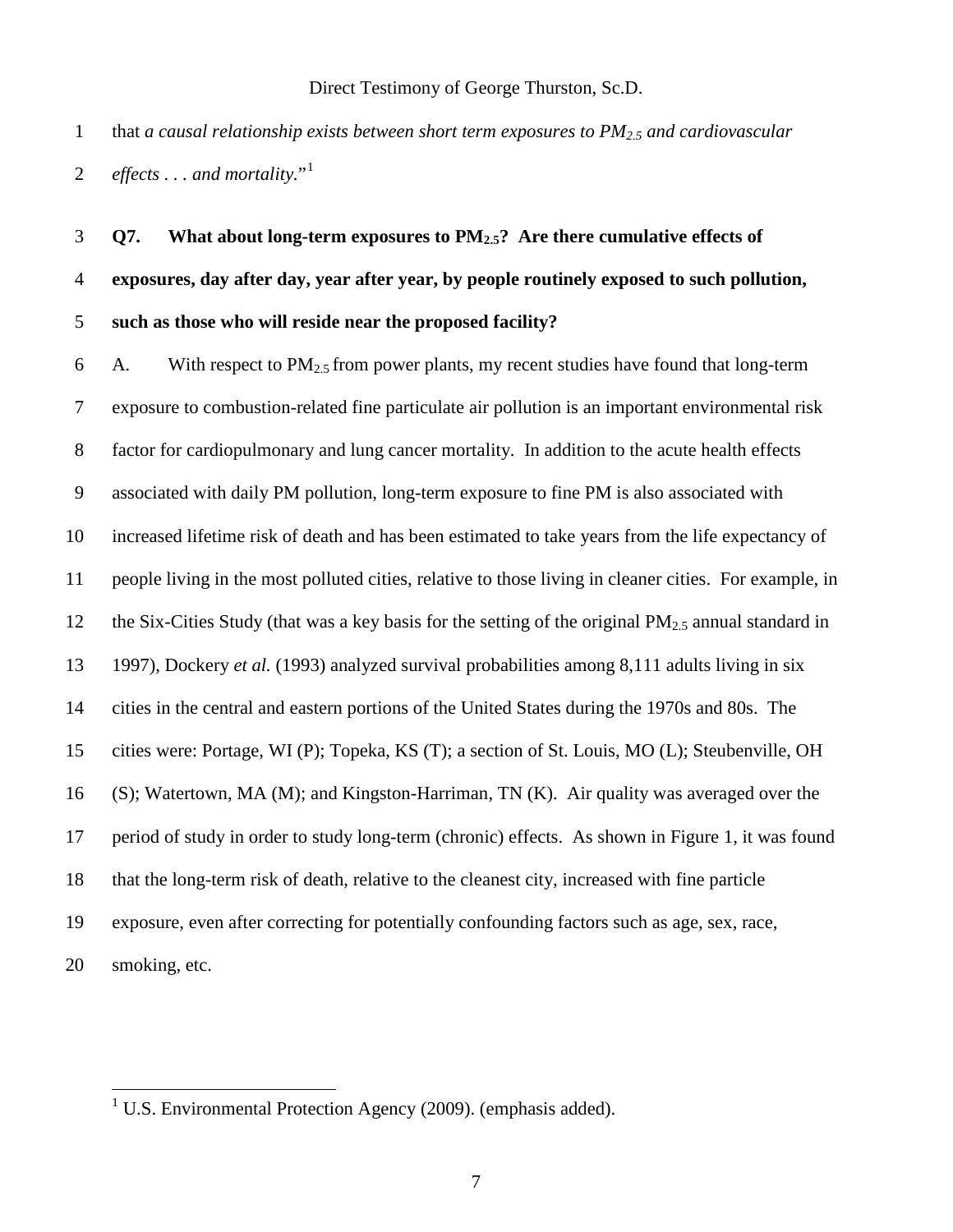that *a causal relationship exists between short term exposures to $PM_{2.5}$ and cardiovascular effects . . . and mortality.*"[1]

**Q7. What about long-term exposures to $PM_{2.5}$? Are there cumulative effects of exposures, day after day, year after year, by people routinely exposed to such pollution, such as those who will reside near the proposed facility?**

A. With respect to $PM_{2.5}$ from power plants, my recent studies have found that long-term exposure to combustion-related fine particulate air pollution is an important environmental risk factor for cardiopulmonary and lung cancer mortality. In addition to the acute health effects associated with daily PM pollution, long-term exposure to fine PM is also associated with increased lifetime risk of death and has been estimated to take years from the life expectancy of people living in the most polluted cities, relative to those living in cleaner cities. For example, in the Six-Cities Study (that was a key basis for the setting of the original $PM_{2.5}$ annual standard in 1997), Dockery *et al.* (1993) analyzed survival probabilities among 8,111 adults living in six cities in the central and eastern portions of the United States during the 1970s and 80s. The cities were: Portage, WI (P); Topeka, KS (T); a section of St. Louis, MO (L); Steubenville, OH (S); Watertown, MA (M); and Kingston-Harriman, TN (K). Air quality was averaged over the period of study in order to study long-term (chronic) effects. As shown in Figure 1, it was found that the long-term risk of death, relative to the cleanest city, increased with fine particle exposure, even after correcting for potentially confounding factors such as age, sex, race, smoking, etc.

---

[1] U.S. Environmental Protection Agency (2009). (emphasis added).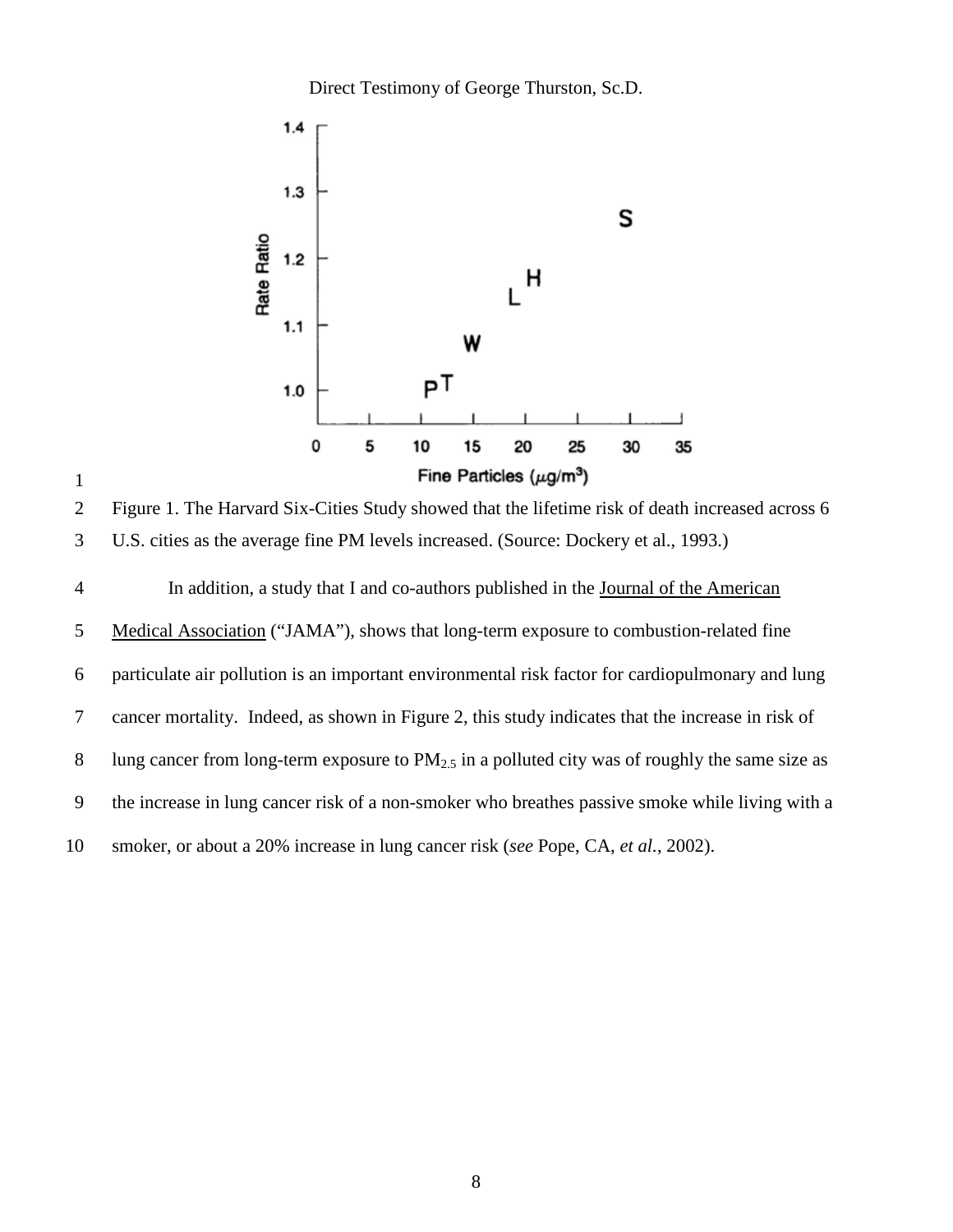1.4
1.3
1.2
1.1
1.0

Rate Ratio

S
H
L
W
P T

0 5 10 15 20 25 30 35

Fine Particles ($\mu g/m^3$)

Figure 1. The Harvard Six-Cities Study showed that the lifetime risk of death increased across 6 U.S. cities as the average fine PM levels increased. (Source: Dockery et al., 1993.)

In addition, a study that I and co-authors published in the Journal of the American Medical Association ("JAMA"), shows that long-term exposure to combustion-related fine particulate air pollution is an important environmental risk factor for cardiopulmonary and lung cancer mortality. Indeed, as shown in Figure 2, this study indicates that the increase in risk of lung cancer from long-term exposure to $PM_{2.5}$ in a polluted city was of roughly the same size as the increase in lung cancer risk of a non-smoker who breathes passive smoke while living with a smoker, or about a 20% increase in lung cancer risk (*see* Pope, CA, *et al.*, 2002).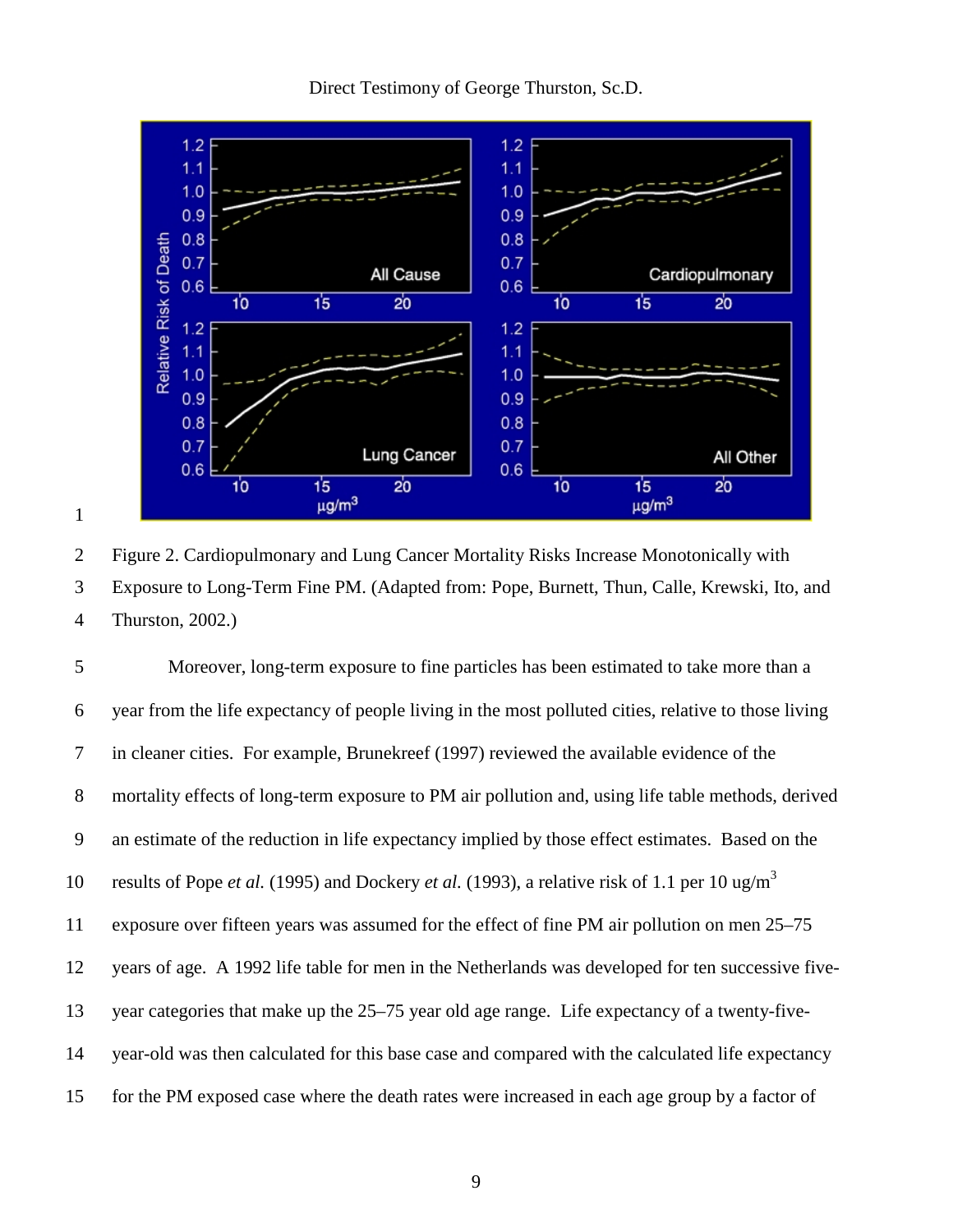Relative Risk of Death

1.2
1.1
1.0
0.9
0.8
0.7
0.6

10 15 20

All Cause

Cardiopulmonary

Lung Cancer

All Other

μg/m3

Figure 2. Cardiopulmonary and Lung Cancer Mortality Risks Increase Monotonically with Exposure to Long-Term Fine PM. (Adapted from: Pope, Burnett, Thun, Calle, Krewski, Ito, and Thurston, 2002.)

Moreover, long-term exposure to fine particles has been estimated to take more than a year from the life expectancy of people living in the most polluted cities, relative to those living in cleaner cities. For example, Brunekreef (1997) reviewed the available evidence of the mortality effects of long-term exposure to PM air pollution and, using life table methods, derived an estimate of the reduction in life expectancy implied by those effect estimates. Based on the results of Pope *et al.* (1995) and Dockery *et al.* (1993), a relative risk of 1.1 per 10 ug/m$^3$ exposure over fifteen years was assumed for the effect of fine PM air pollution on men 25–75 years of age. A 1992 life table for men in the Netherlands was developed for ten successive five-year categories that make up the 25–75 year old age range. Life expectancy of a twenty-five-year-old was then calculated for this base case and compared with the calculated life expectancy for the PM exposed case where the death rates were increased in each age group by a factor of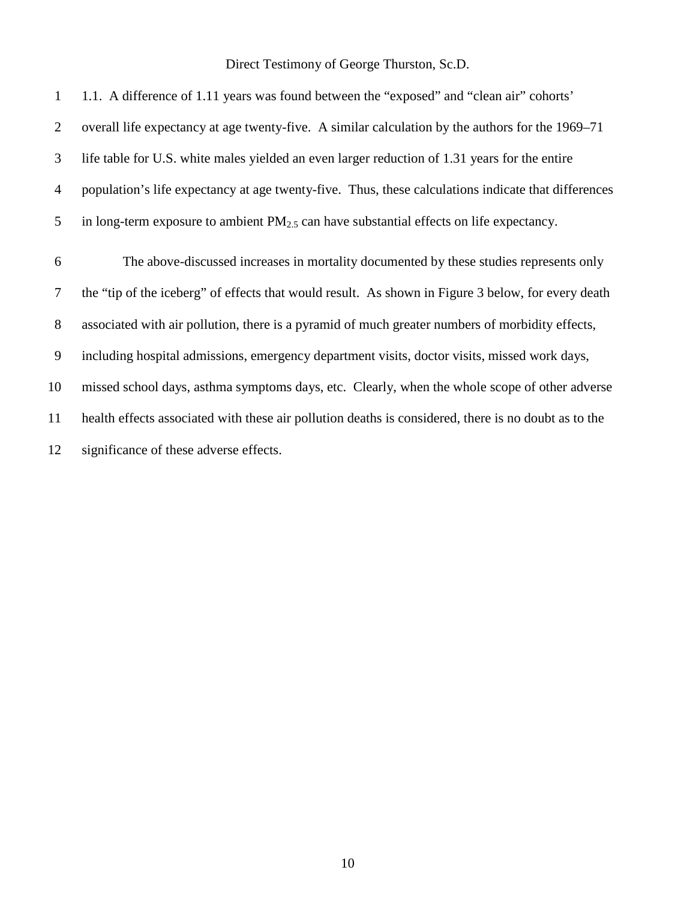1.1. A difference of 1.11 years was found between the "exposed" and "clean air" cohorts' overall life expectancy at age twenty-five. A similar calculation by the authors for the 1969–71 life table for U.S. white males yielded an even larger reduction of 1.31 years for the entire population's life expectancy at age twenty-five. Thus, these calculations indicate that differences in long-term exposure to ambient $PM_{2.5}$ can have substantial effects on life expectancy.

The above-discussed increases in mortality documented by these studies represents only the "tip of the iceberg" of effects that would result. As shown in Figure 3 below, for every death associated with air pollution, there is a pyramid of much greater numbers of morbidity effects, including hospital admissions, emergency department visits, doctor visits, missed work days, missed school days, asthma symptoms days, etc. Clearly, when the whole scope of other adverse health effects associated with these air pollution deaths is considered, there is no doubt as to the significance of these adverse effects.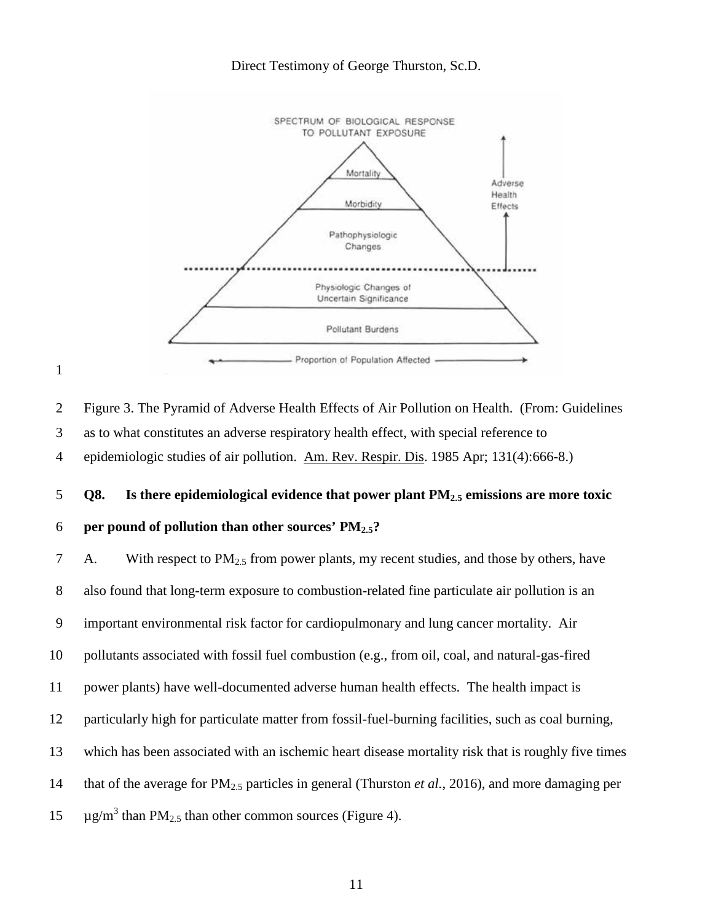SPECTRUM OF BIOLOGICAL RESPONSE TO POLLUTANT EXPOSURE

Mortality

Morbidity

Pathophysiologic Changes

Physiologic Changes of Uncertain Significance

Pollutant Burdens

Adverse Health Effects

Proportion of Population Affected

Figure 3. The Pyramid of Adverse Health Effects of Air Pollution on Health. (From: Guidelines as to what constitutes an adverse respiratory health effect, with special reference to epidemiologic studies of air pollution. Am. Rev. Respir. Dis. 1985 Apr; 131(4):666-8.)

**Q8. Is there epidemiological evidence that power plant $PM_{2.5}$ emissions are more toxic per pound of pollution than other sources' $PM_{2.5}$?**

A. With respect to $PM_{2.5}$ from power plants, my recent studies, and those by others, have also found that long-term exposure to combustion-related fine particulate air pollution is an important environmental risk factor for cardiopulmonary and lung cancer mortality. Air pollutants associated with fossil fuel combustion (e.g., from oil, coal, and natural-gas-fired power plants) have well-documented adverse human health effects. The health impact is particularly high for particulate matter from fossil-fuel-burning facilities, such as coal burning, which has been associated with an ischemic heart disease mortality risk that is roughly five times that of the average for $PM_{2.5}$ particles in general (Thurston *et al.*, 2016), and more damaging per $\mu g/m^3$ than $PM_{2.5}$ than other common sources (Figure 4).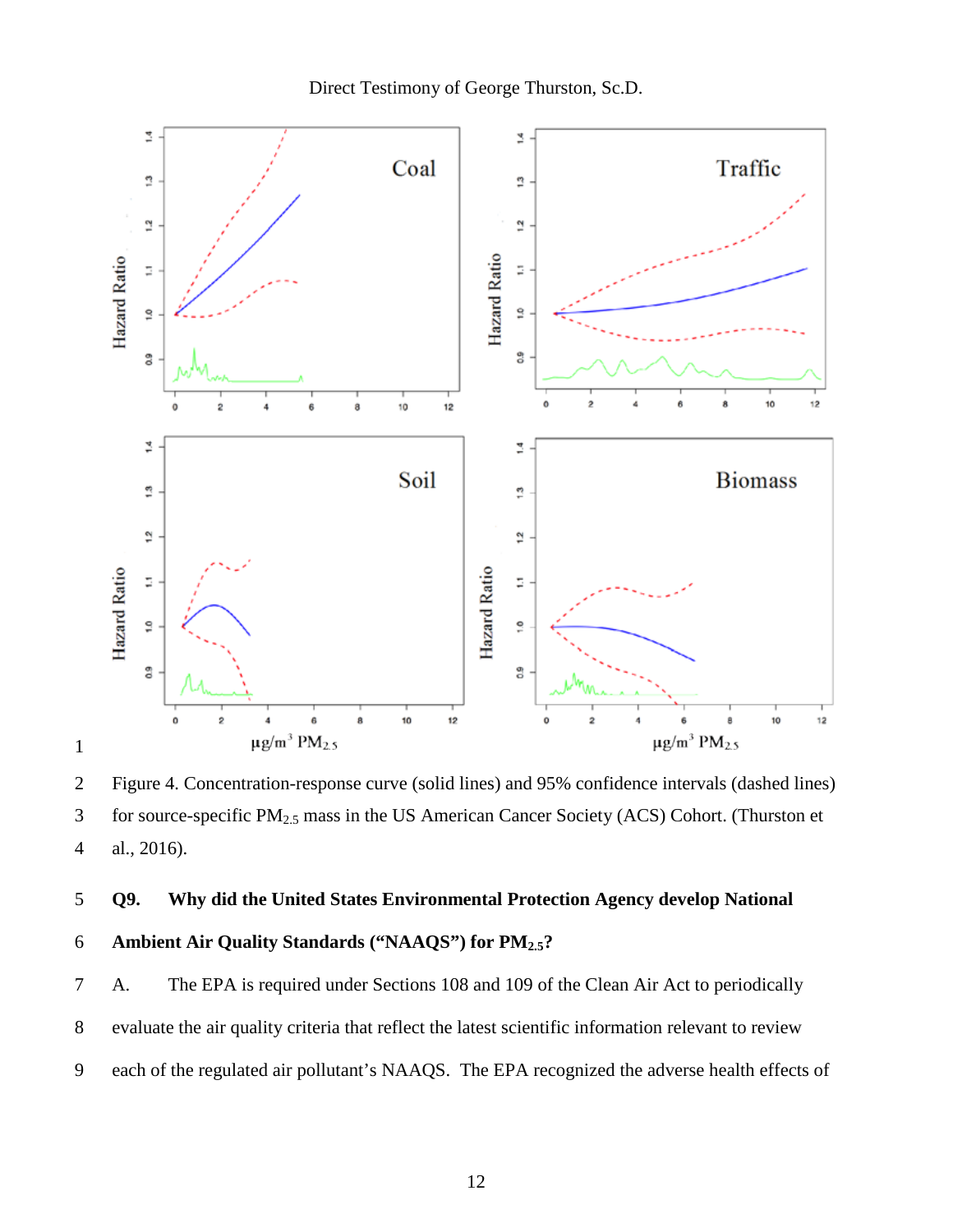Coal

Traffic

Soil

Biomass

Hazard Ratio

0.9 1.0 1.1 1.2 1.3 1.4

0 2 4 6 8 10 12

$\mu g/m^3$ $PM_{2.5}$

Figure 4. Concentration-response curve (solid lines) and 95% confidence intervals (dashed lines) for source-specific $PM_{2.5}$ mass in the US American Cancer Society (ACS) Cohort. (Thurston et al., 2016).

**Q9. Why did the United States Environmental Protection Agency develop National Ambient Air Quality Standards ("NAAQS") for $PM_{2.5}$?**

A. The EPA is required under Sections 108 and 109 of the Clean Air Act to periodically evaluate the air quality criteria that reflect the latest scientific information relevant to review each of the regulated air pollutant's NAAQS. The EPA recognized the adverse health effects of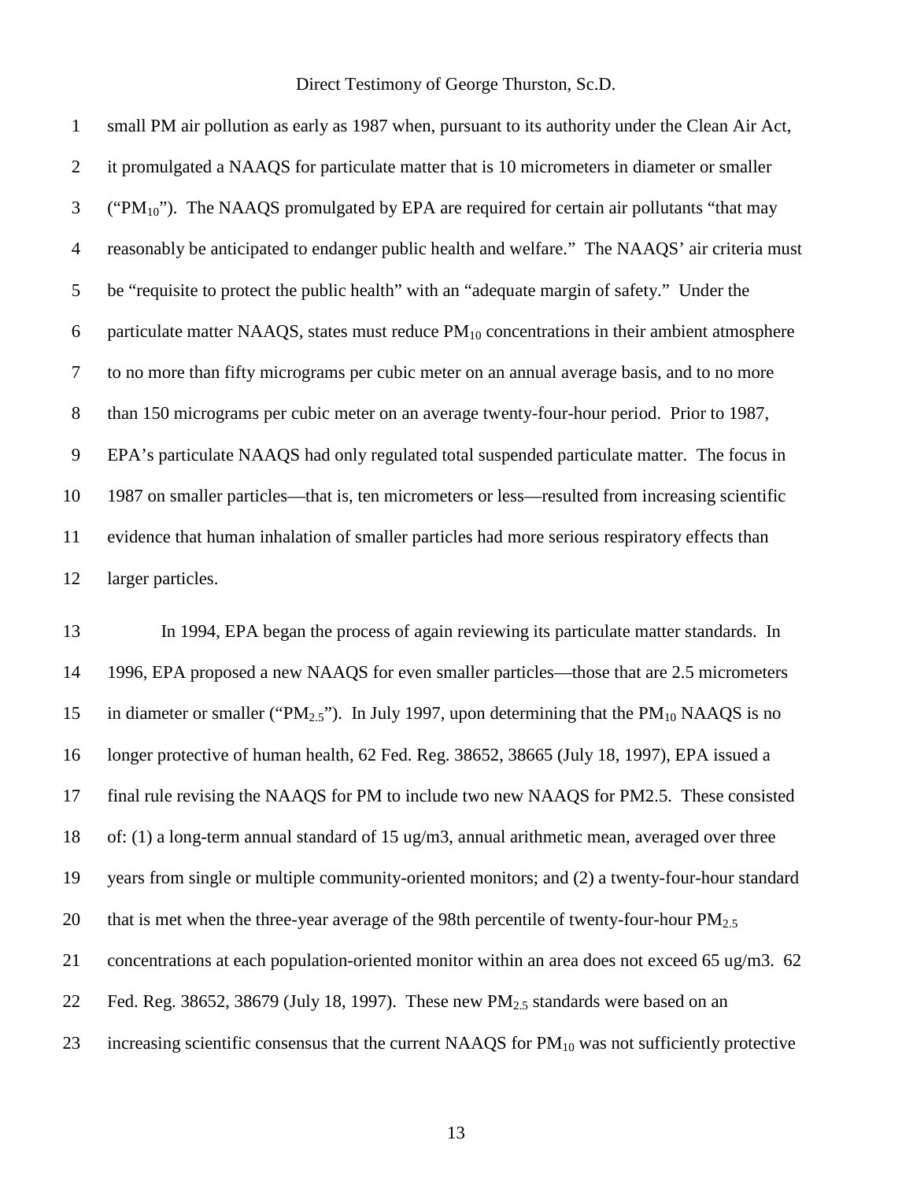small PM air pollution as early as 1987 when, pursuant to its authority under the Clean Air Act, it promulgated a NAAQS for particulate matter that is 10 micrometers in diameter or smaller ("$PM_{10}$"). The NAAQS promulgated by EPA are required for certain air pollutants "that may reasonably be anticipated to endanger public health and welfare." The NAAQS' air criteria must be "requisite to protect the public health" with an "adequate margin of safety." Under the particulate matter NAAQS, states must reduce $PM_{10}$ concentrations in their ambient atmosphere to no more than fifty micrograms per cubic meter on an annual average basis, and to no more than 150 micrograms per cubic meter on an average twenty-four-hour period. Prior to 1987, EPA's particulate NAAQS had only regulated total suspended particulate matter. The focus in 1987 on smaller particles—that is, ten micrometers or less—resulted from increasing scientific evidence that human inhalation of smaller particles had more serious respiratory effects than larger particles.

In 1994, EPA began the process of again reviewing its particulate matter standards. In 1996, EPA proposed a new NAAQS for even smaller particles—those that are 2.5 micrometers in diameter or smaller ("$PM_{2.5}$"). In July 1997, upon determining that the $PM_{10}$ NAAQS is no longer protective of human health, 62 Fed. Reg. 38652, 38665 (July 18, 1997), EPA issued a final rule revising the NAAQS for PM to include two new NAAQS for PM2.5. These consisted of: (1) a long-term annual standard of 15 ug/m3, annual arithmetic mean, averaged over three years from single or multiple community-oriented monitors; and (2) a twenty-four-hour standard that is met when the three-year average of the 98th percentile of twenty-four-hour $PM_{2.5}$ concentrations at each population-oriented monitor within an area does not exceed 65 ug/m3. 62 Fed. Reg. 38652, 38679 (July 18, 1997). These new $PM_{2.5}$ standards were based on an increasing scientific consensus that the current NAAQS for $PM_{10}$ was not sufficiently protective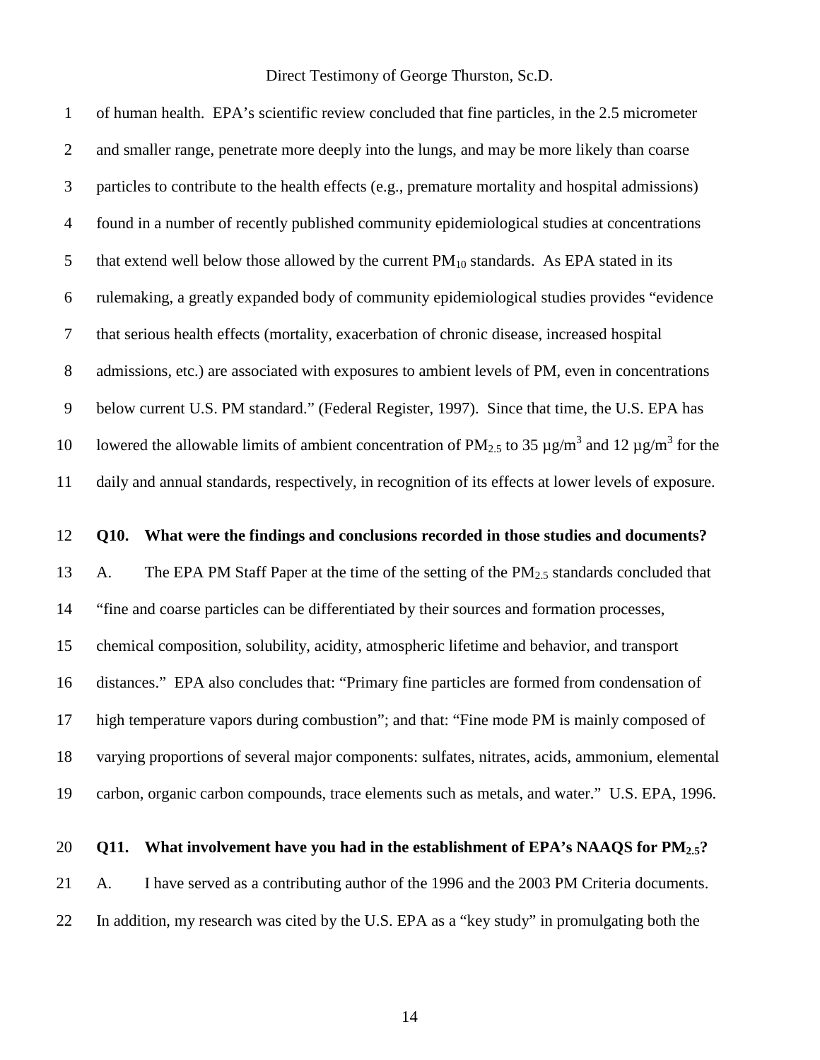of human health. EPA's scientific review concluded that fine particles, in the 2.5 micrometer and smaller range, penetrate more deeply into the lungs, and may be more likely than coarse particles to contribute to the health effects (e.g., premature mortality and hospital admissions) found in a number of recently published community epidemiological studies at concentrations that extend well below those allowed by the current $PM_{10}$ standards. As EPA stated in its rulemaking, a greatly expanded body of community epidemiological studies provides "evidence that serious health effects (mortality, exacerbation of chronic disease, increased hospital admissions, etc.) are associated with exposures to ambient levels of PM, even in concentrations below current U.S. PM standard." (Federal Register, 1997). Since that time, the U.S. EPA has lowered the allowable limits of ambient concentration of $PM_{2.5}$ to 35 $\mu g/m^3$ and 12 $\mu g/m^3$ for the daily and annual standards, respectively, in recognition of its effects at lower levels of exposure.

**Q10. What were the findings and conclusions recorded in those studies and documents?**

A. The EPA PM Staff Paper at the time of the setting of the $PM_{2.5}$ standards concluded that "fine and coarse particles can be differentiated by their sources and formation processes, chemical composition, solubility, acidity, atmospheric lifetime and behavior, and transport distances." EPA also concludes that: "Primary fine particles are formed from condensation of high temperature vapors during combustion"; and that: "Fine mode PM is mainly composed of varying proportions of several major components: sulfates, nitrates, acids, ammonium, elemental carbon, organic carbon compounds, trace elements such as metals, and water." U.S. EPA, 1996.

**Q11. What involvement have you had in the establishment of EPA's NAAQS for $PM_{2.5}$?**

A. I have served as a contributing author of the 1996 and the 2003 PM Criteria documents. In addition, my research was cited by the U.S. EPA as a "key study" in promulgating both the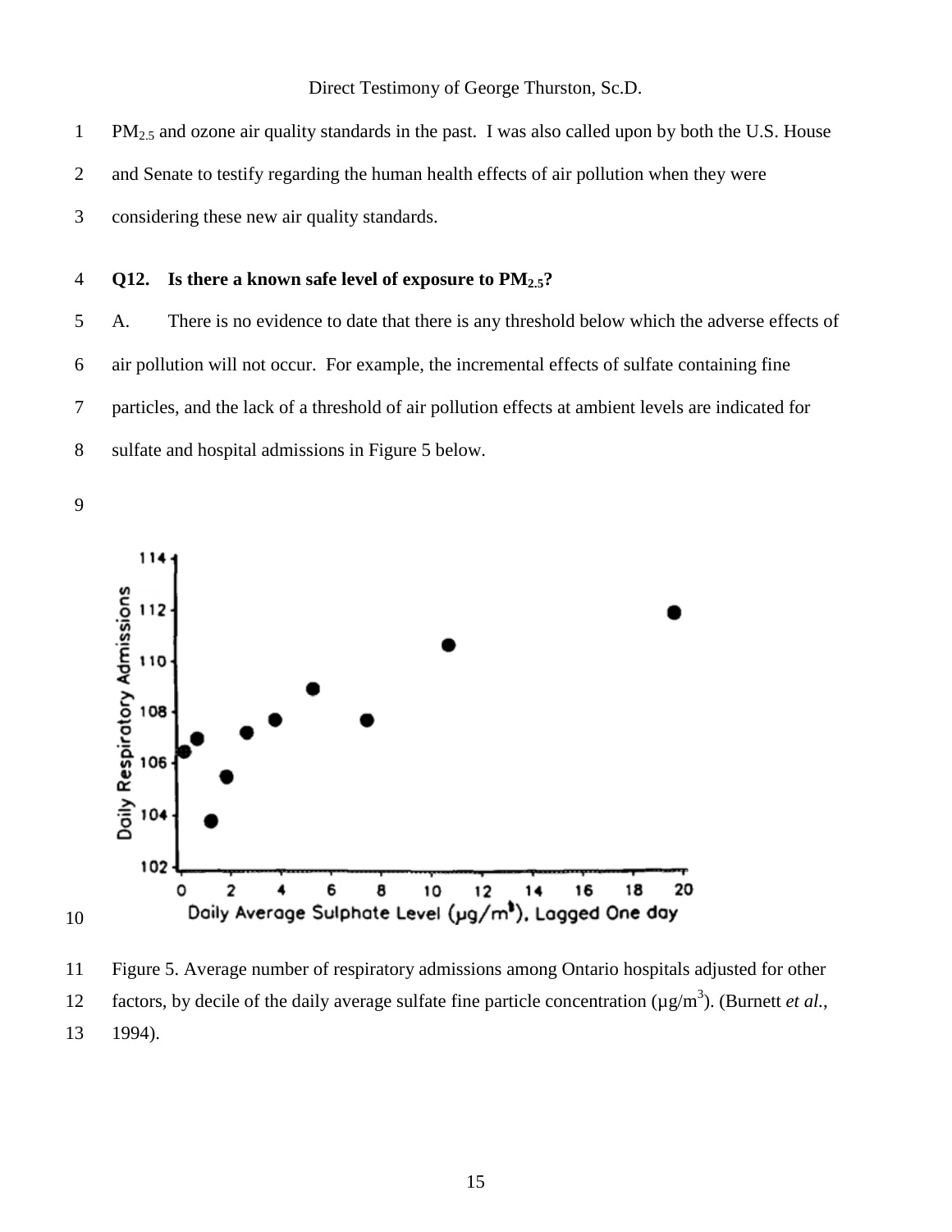$PM_{2.5}$ and ozone air quality standards in the past. I was also called upon by both the U.S. House and Senate to testify regarding the human health effects of air pollution when they were considering these new air quality standards.

**Q12. Is there a known safe level of exposure to $PM_{2.5}$?**

A. There is no evidence to date that there is any threshold below which the adverse effects of air pollution will not occur. For example, the incremental effects of sulfate containing fine particles, and the lack of a threshold of air pollution effects at ambient levels are indicated for sulfate and hospital admissions in Figure 5 below.

Daily Respiratory Admissions

114
112
110
108
106
104
102

0 2 4 6 8 10 12 14 16 18 20

Daily Average Sulphate Level (μg/m³), Lagged One day

Figure 5. Average number of respiratory admissions among Ontario hospitals adjusted for other factors, by decile of the daily average sulfate fine particle concentration (μg/m$^3$). (Burnett *et al.*, 1994).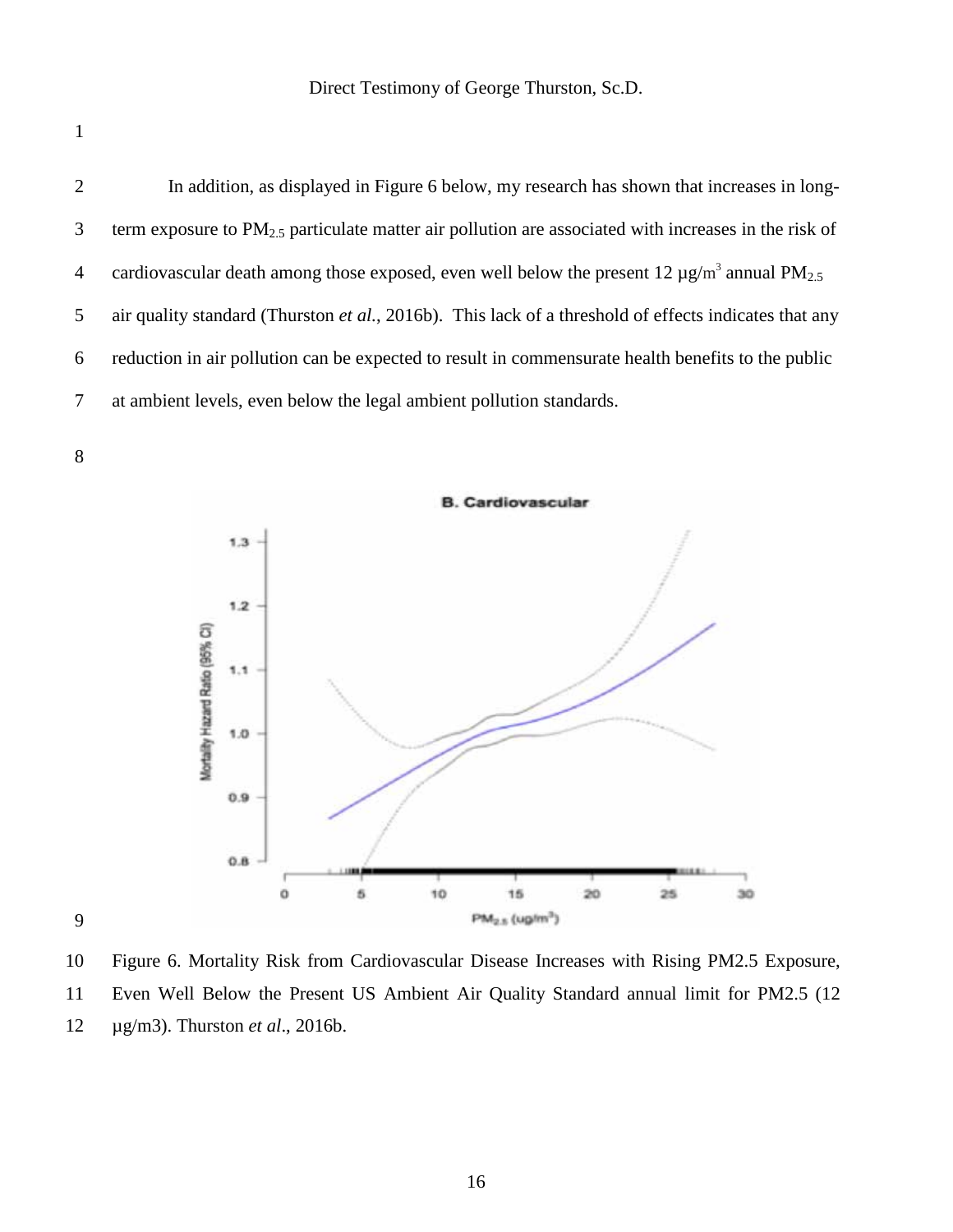In addition, as displayed in Figure 6 below, my research has shown that increases in long-term exposure to $PM_{2.5}$ particulate matter air pollution are associated with increases in the risk of cardiovascular death among those exposed, even well below the present 12 µg/m$^3$ annual $PM_{2.5}$ air quality standard (Thurston *et al.*, 2016b). This lack of a threshold of effects indicates that any reduction in air pollution can be expected to result in commensurate health benefits to the public at ambient levels, even below the legal ambient pollution standards.

B. Cardiovascular

Mortality Hazard Ratio (95% CI)

1.3
1.2
1.1
1.0
0.9
0.8

0
5
10
15
20
25
30

$PM_{2.5}$ (ug/m$^3$)

Figure 6. Mortality Risk from Cardiovascular Disease Increases with Rising PM2.5 Exposure, Even Well Below the Present US Ambient Air Quality Standard annual limit for PM2.5 (12 µg/m3). Thurston *et al*., 2016b.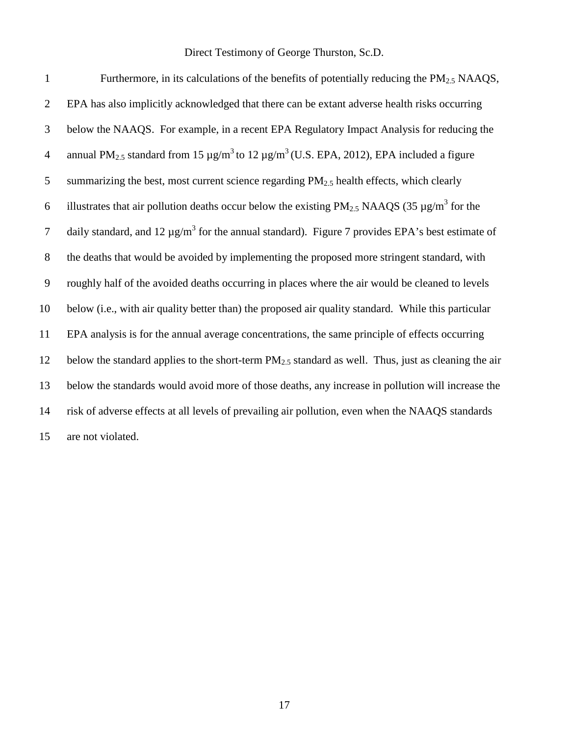Furthermore, in its calculations of the benefits of potentially reducing the $PM_{2.5}$ NAAQS, EPA has also implicitly acknowledged that there can be extant adverse health risks occurring below the NAAQS. For example, in a recent EPA Regulatory Impact Analysis for reducing the annual $PM_{2.5}$ standard from 15 $\mu g/m^3$ to 12 $\mu g/m^3$ (U.S. EPA, 2012), EPA included a figure summarizing the best, most current science regarding $PM_{2.5}$ health effects, which clearly illustrates that air pollution deaths occur below the existing $PM_{2.5}$ NAAQS (35 $\mu g/m^3$ for the daily standard, and 12 $\mu g/m^3$ for the annual standard). Figure 7 provides EPA's best estimate of the deaths that would be avoided by implementing the proposed more stringent standard, with roughly half of the avoided deaths occurring in places where the air would be cleaned to levels below (i.e., with air quality better than) the proposed air quality standard. While this particular EPA analysis is for the annual average concentrations, the same principle of effects occurring below the standard applies to the short-term $PM_{2.5}$ standard as well. Thus, just as cleaning the air below the standards would avoid more of those deaths, any increase in pollution will increase the risk of adverse effects at all levels of prevailing air pollution, even when the NAAQS standards are not violated.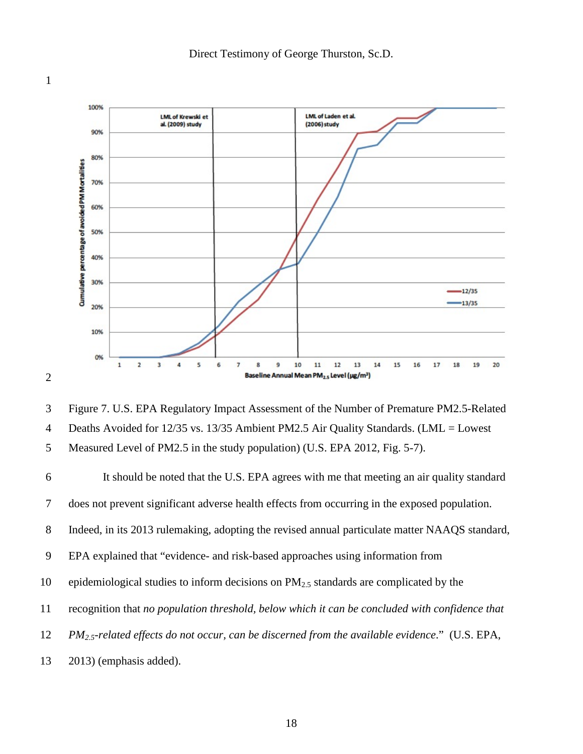LML of Krewski et al. (2009) study

LML of Laden et al. (2006) study

Cumulative percentage of avoided PM Mortalities

100%
90%
80%
70%
60%
50%
40%
30%
20%
10%
0%

1 2 3 4 5 6 7 8 9 10 11 12 13 14 15 16 17 18 19 20

Baseline Annual Mean $PM_{2.5}$ Level (μg/m³)

12/35
13/35

Figure 7. U.S. EPA Regulatory Impact Assessment of the Number of Premature PM2.5-Related Deaths Avoided for 12/35 vs. 13/35 Ambient PM2.5 Air Quality Standards. (LML = Lowest Measured Level of PM2.5 in the study population) (U.S. EPA 2012, Fig. 5-7).

It should be noted that the U.S. EPA agrees with me that meeting an air quality standard does not prevent significant adverse health effects from occurring in the exposed population. Indeed, in its 2013 rulemaking, adopting the revised annual particulate matter NAAQS standard, EPA explained that "evidence- and risk-based approaches using information from epidemiological studies to inform decisions on $PM_{2.5}$ standards are complicated by the recognition that *no population threshold, below which it can be concluded with confidence that $PM_{2.5}$-related effects do not occur, can be discerned from the available evidence*." (U.S. EPA, 2013) (emphasis added).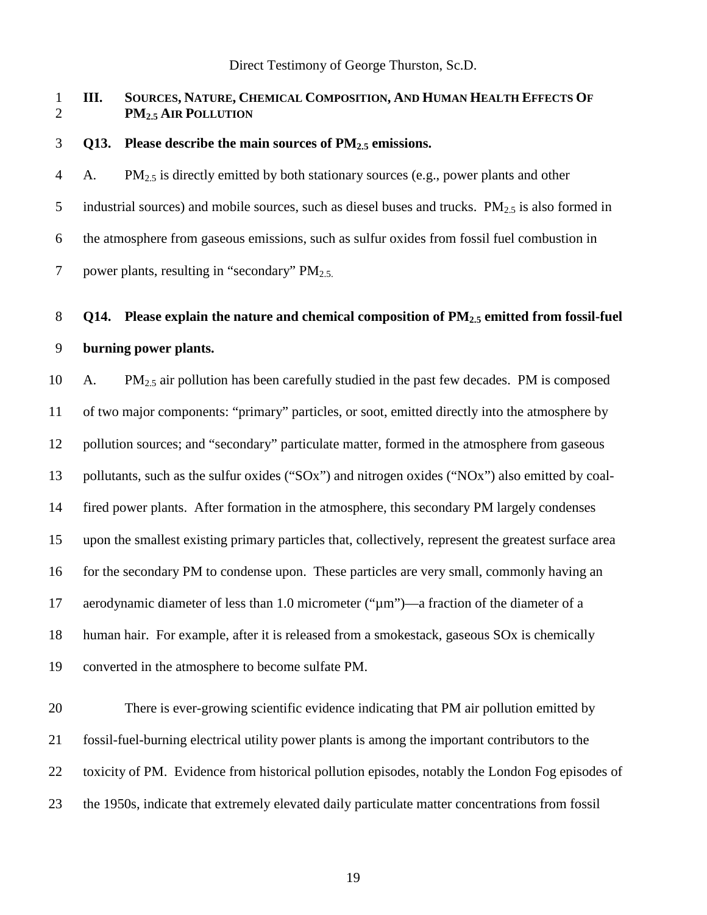## III. SOURCES, NATURE, CHEMICAL COMPOSITION, AND HUMAN HEALTH EFFECTS OF $PM_{2.5}$ AIR POLLUTION

**Q13. Please describe the main sources of $PM_{2.5}$ emissions.**

A. $PM_{2.5}$ is directly emitted by both stationary sources (e.g., power plants and other industrial sources) and mobile sources, such as diesel buses and trucks. $PM_{2.5}$ is also formed in the atmosphere from gaseous emissions, such as sulfur oxides from fossil fuel combustion in power plants, resulting in "secondary" $PM_{2.5}$.

**Q14. Please explain the nature and chemical composition of $PM_{2.5}$ emitted from fossil-fuel burning power plants.**

A. $PM_{2.5}$ air pollution has been carefully studied in the past few decades. PM is composed of two major components: "primary" particles, or soot, emitted directly into the atmosphere by pollution sources; and "secondary" particulate matter, formed in the atmosphere from gaseous pollutants, such as the sulfur oxides ("SOx") and nitrogen oxides ("NOx") also emitted by coal-fired power plants. After formation in the atmosphere, this secondary PM largely condenses upon the smallest existing primary particles that, collectively, represent the greatest surface area for the secondary PM to condense upon. These particles are very small, commonly having an aerodynamic diameter of less than 1.0 micrometer ("µm")—a fraction of the diameter of a human hair. For example, after it is released from a smokestack, gaseous SOx is chemically converted in the atmosphere to become sulfate PM.

There is ever-growing scientific evidence indicating that PM air pollution emitted by fossil-fuel-burning electrical utility power plants is among the important contributors to the toxicity of PM. Evidence from historical pollution episodes, notably the London Fog episodes of the 1950s, indicate that extremely elevated daily particulate matter concentrations from fossil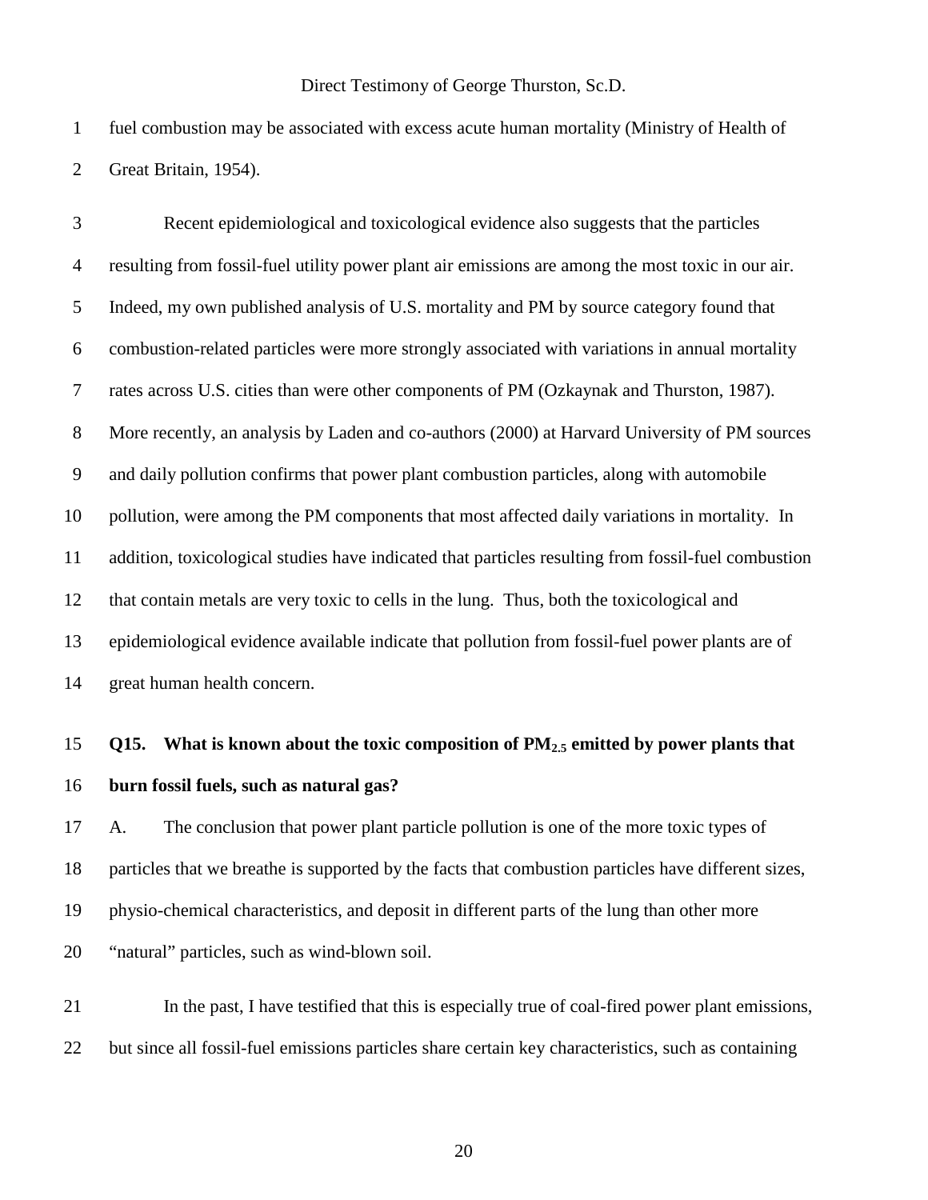fuel combustion may be associated with excess acute human mortality (Ministry of Health of Great Britain, 1954).

Recent epidemiological and toxicological evidence also suggests that the particles resulting from fossil-fuel utility power plant air emissions are among the most toxic in our air. Indeed, my own published analysis of U.S. mortality and PM by source category found that combustion-related particles were more strongly associated with variations in annual mortality rates across U.S. cities than were other components of PM (Ozkaynak and Thurston, 1987). More recently, an analysis by Laden and co-authors (2000) at Harvard University of PM sources and daily pollution confirms that power plant combustion particles, along with automobile pollution, were among the PM components that most affected daily variations in mortality. In addition, toxicological studies have indicated that particles resulting from fossil-fuel combustion that contain metals are very toxic to cells in the lung. Thus, both the toxicological and epidemiological evidence available indicate that pollution from fossil-fuel power plants are of great human health concern.

**Q15. What is known about the toxic composition of $PM_{2.5}$ emitted by power plants that burn fossil fuels, such as natural gas?**

A. The conclusion that power plant particle pollution is one of the more toxic types of particles that we breathe is supported by the facts that combustion particles have different sizes, physio-chemical characteristics, and deposit in different parts of the lung than other more "natural" particles, such as wind-blown soil.

In the past, I have testified that this is especially true of coal-fired power plant emissions, but since all fossil-fuel emissions particles share certain key characteristics, such as containing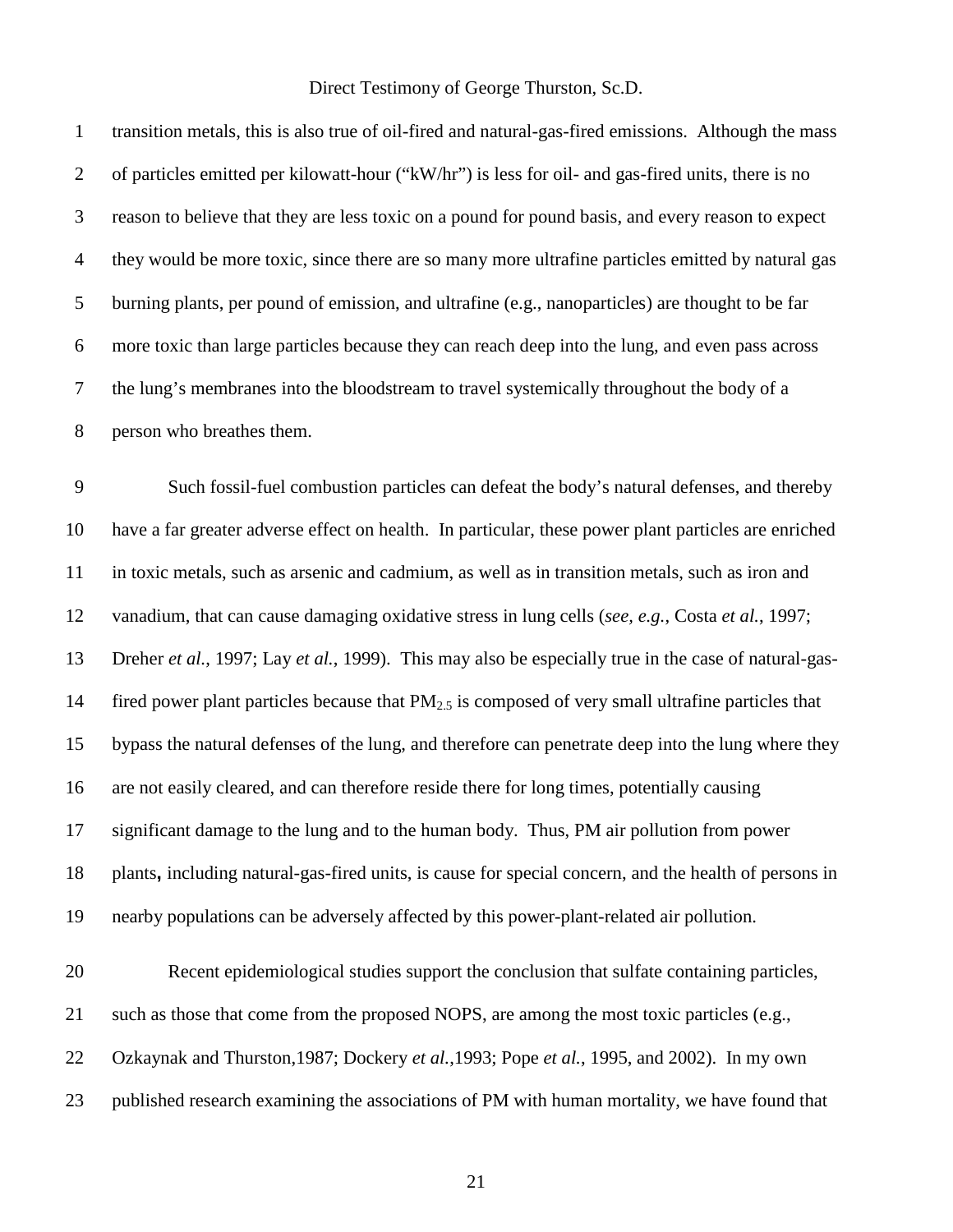transition metals, this is also true of oil-fired and natural-gas-fired emissions. Although the mass of particles emitted per kilowatt-hour ("kW/hr") is less for oil- and gas-fired units, there is no reason to believe that they are less toxic on a pound for pound basis, and every reason to expect they would be more toxic, since there are so many more ultrafine particles emitted by natural gas burning plants, per pound of emission, and ultrafine (e.g., nanoparticles) are thought to be far more toxic than large particles because they can reach deep into the lung, and even pass across the lung's membranes into the bloodstream to travel systemically throughout the body of a person who breathes them.

Such fossil-fuel combustion particles can defeat the body's natural defenses, and thereby have a far greater adverse effect on health. In particular, these power plant particles are enriched in toxic metals, such as arsenic and cadmium, as well as in transition metals, such as iron and vanadium, that can cause damaging oxidative stress in lung cells (*see, e.g.*, Costa *et al.*, 1997; Dreher *et al.*, 1997; Lay *et al.*, 1999). This may also be especially true in the case of natural-gas-fired power plant particles because that $PM_{2.5}$ is composed of very small ultrafine particles that bypass the natural defenses of the lung, and therefore can penetrate deep into the lung where they are not easily cleared, and can therefore reside there for long times, potentially causing significant damage to the lung and to the human body. Thus, PM air pollution from power plants**,** including natural-gas-fired units, is cause for special concern, and the health of persons in nearby populations can be adversely affected by this power-plant-related air pollution.

Recent epidemiological studies support the conclusion that sulfate containing particles, such as those that come from the proposed NOPS, are among the most toxic particles (e.g., Ozkaynak and Thurston,1987; Dockery *et al.*,1993; Pope *et al.*, 1995, and 2002). In my own published research examining the associations of PM with human mortality, we have found that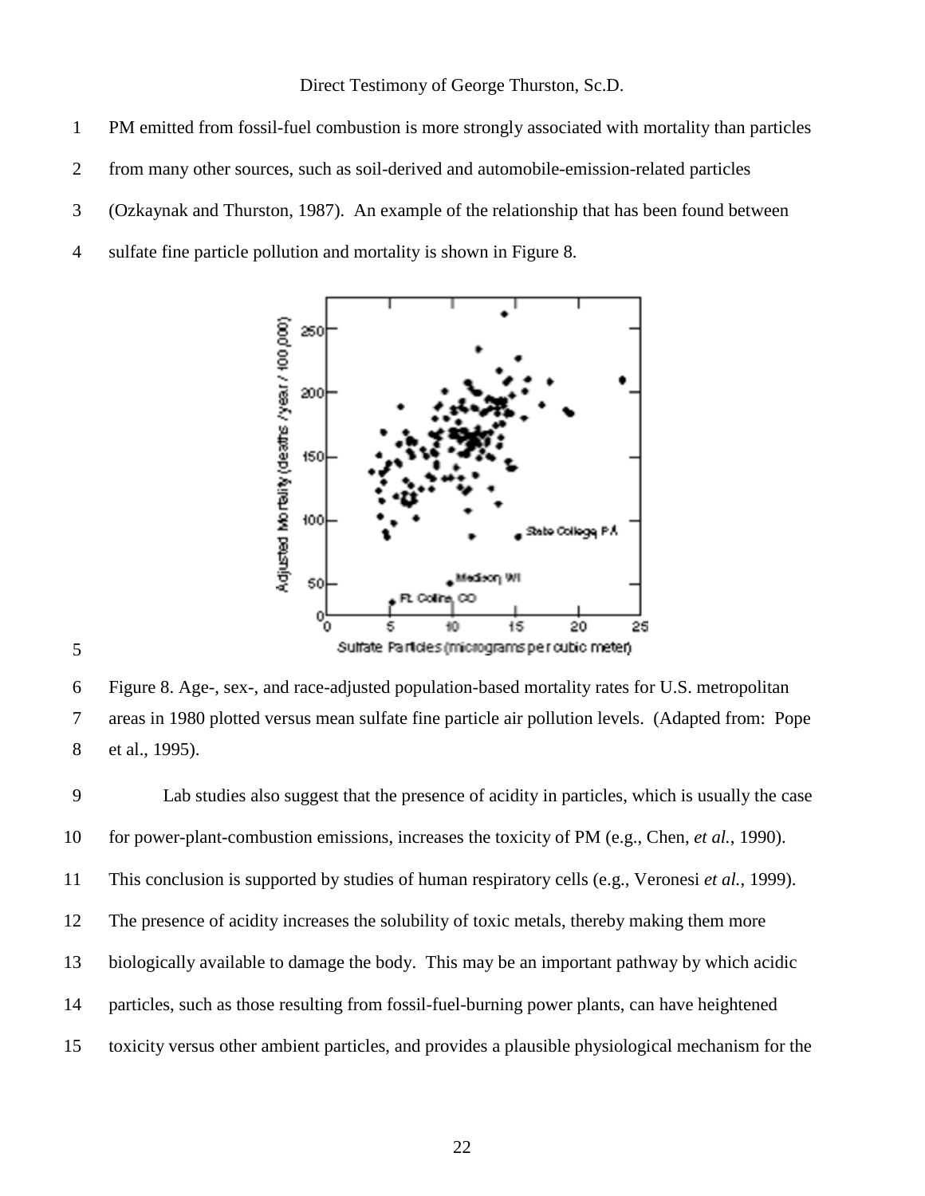PM emitted from fossil-fuel combustion is more strongly associated with mortality than particles from many other sources, such as soil-derived and automobile-emission-related particles (Ozkaynak and Thurston, 1987). An example of the relationship that has been found between sulfate fine particle pollution and mortality is shown in Figure 8.

Adjusted Mortality (deaths / year / 100,000)

250
200
150
100
50
0

0
5
10
15
20
25

Sulfate Particles (micrograms per cubic meter)

State College PA
Madison WI
Ft. Collins CO

Figure 8. Age-, sex-, and race-adjusted population-based mortality rates for U.S. metropolitan areas in 1980 plotted versus mean sulfate fine particle air pollution levels. (Adapted from: Pope et al., 1995).

Lab studies also suggest that the presence of acidity in particles, which is usually the case for power-plant-combustion emissions, increases the toxicity of PM (e.g., Chen, *et al.*, 1990). This conclusion is supported by studies of human respiratory cells (e.g., Veronesi *et al.*, 1999). The presence of acidity increases the solubility of toxic metals, thereby making them more biologically available to damage the body. This may be an important pathway by which acidic particles, such as those resulting from fossil-fuel-burning power plants, can have heightened toxicity versus other ambient particles, and provides a plausible physiological mechanism for the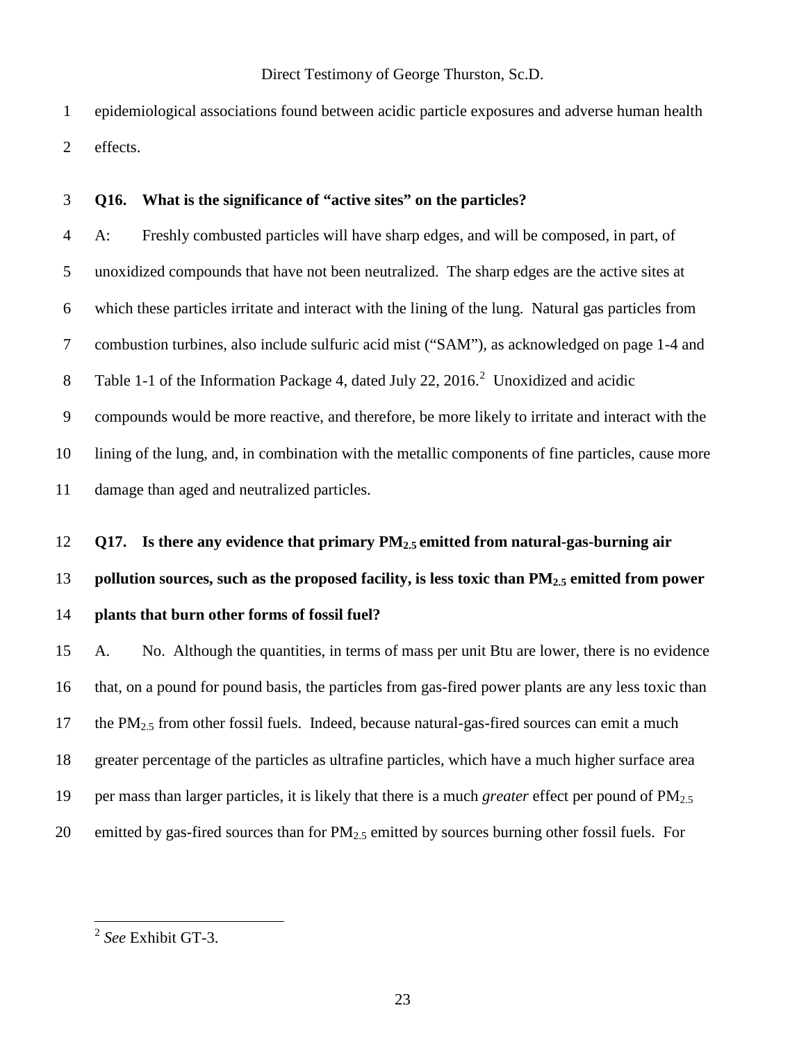epidemiological associations found between acidic particle exposures and adverse human health effects.

**Q16. What is the significance of "active sites" on the particles?**

A: Freshly combusted particles will have sharp edges, and will be composed, in part, of unoxidized compounds that have not been neutralized. The sharp edges are the active sites at which these particles irritate and interact with the lining of the lung. Natural gas particles from combustion turbines, also include sulfuric acid mist ("SAM"), as acknowledged on page 1-4 and Table 1-1 of the Information Package 4, dated July 22, 2016.[2] Unoxidized and acidic compounds would be more reactive, and therefore, be more likely to irritate and interact with the lining of the lung, and, in combination with the metallic components of fine particles, cause more damage than aged and neutralized particles.

**Q17. Is there any evidence that primary $PM_{2.5}$ emitted from natural-gas-burning air pollution sources, such as the proposed facility, is less toxic than $PM_{2.5}$ emitted from power plants that burn other forms of fossil fuel?**

A. No. Although the quantities, in terms of mass per unit Btu are lower, there is no evidence that, on a pound for pound basis, the particles from gas-fired power plants are any less toxic than the $PM_{2.5}$ from other fossil fuels. Indeed, because natural-gas-fired sources can emit a much greater percentage of the particles as ultrafine particles, which have a much higher surface area per mass than larger particles, it is likely that there is a much *greater* effect per pound of $PM_{2.5}$ emitted by gas-fired sources than for $PM_{2.5}$ emitted by sources burning other fossil fuels. For

[2] *See* Exhibit GT-3.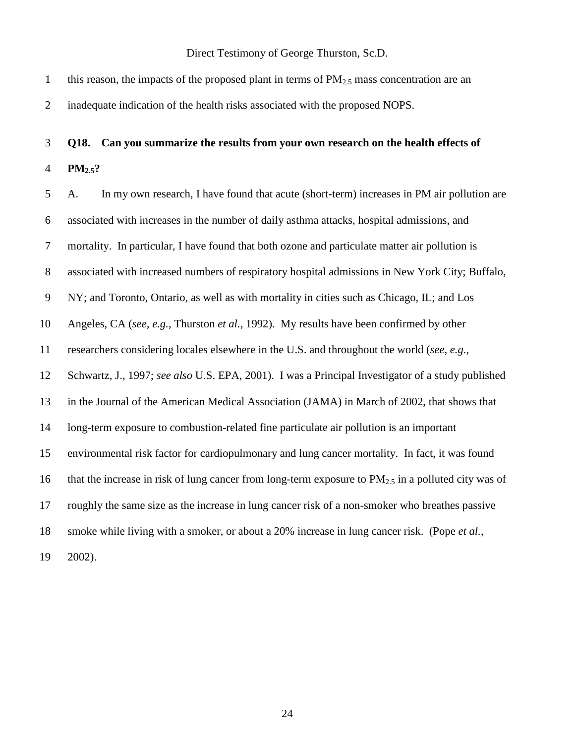this reason, the impacts of the proposed plant in terms of $PM_{2.5}$ mass concentration are an inadequate indication of the health risks associated with the proposed NOPS.

**Q18. Can you summarize the results from your own research on the health effects of $PM_{2.5}$?**

A. In my own research, I have found that acute (short-term) increases in PM air pollution are associated with increases in the number of daily asthma attacks, hospital admissions, and mortality. In particular, I have found that both ozone and particulate matter air pollution is associated with increased numbers of respiratory hospital admissions in New York City; Buffalo, NY; and Toronto, Ontario, as well as with mortality in cities such as Chicago, IL; and Los Angeles, CA (*see, e.g.*, Thurston *et al.*, 1992). My results have been confirmed by other researchers considering locales elsewhere in the U.S. and throughout the world (*see*, *e.g.*, Schwartz, J., 1997; *see also* U.S. EPA, 2001). I was a Principal Investigator of a study published in the Journal of the American Medical Association (JAMA) in March of 2002, that shows that long-term exposure to combustion-related fine particulate air pollution is an important environmental risk factor for cardiopulmonary and lung cancer mortality. In fact, it was found that the increase in risk of lung cancer from long-term exposure to $PM_{2.5}$ in a polluted city was of roughly the same size as the increase in lung cancer risk of a non-smoker who breathes passive smoke while living with a smoker, or about a 20% increase in lung cancer risk. (Pope *et al.*, 2002).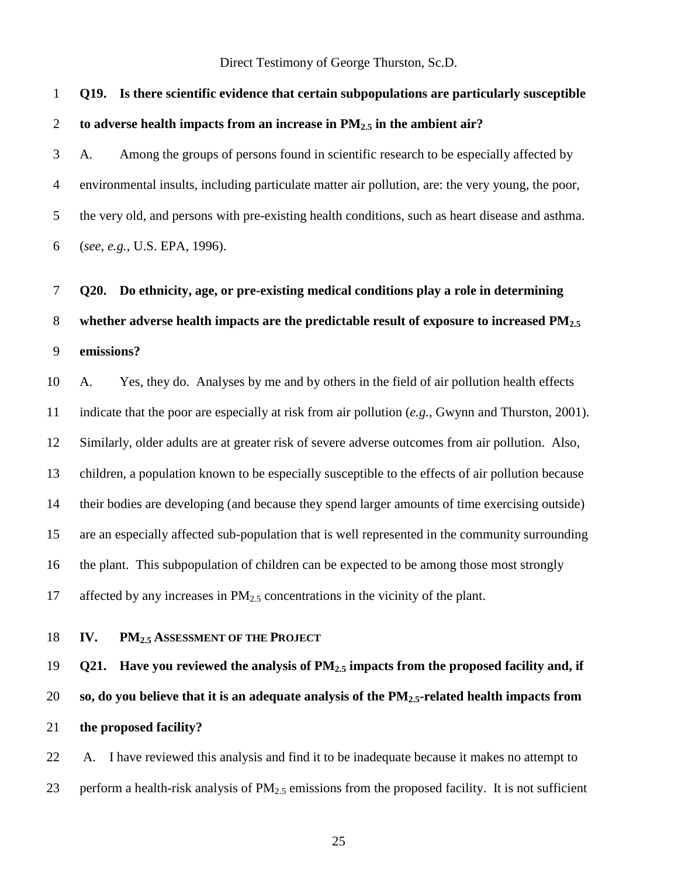**Q19. Is there scientific evidence that certain subpopulations are particularly susceptible to adverse health impacts from an increase in $PM_{2.5}$ in the ambient air?**

A. Among the groups of persons found in scientific research to be especially affected by environmental insults, including particulate matter air pollution, are: the very young, the poor, the very old, and persons with pre-existing health conditions, such as heart disease and asthma. (*see, e.g.*, U.S. EPA, 1996).

**Q20. Do ethnicity, age, or pre-existing medical conditions play a role in determining whether adverse health impacts are the predictable result of exposure to increased $PM_{2.5}$ emissions?**

A. Yes, they do. Analyses by me and by others in the field of air pollution health effects indicate that the poor are especially at risk from air pollution (*e.g.*, Gwynn and Thurston, 2001). Similarly, older adults are at greater risk of severe adverse outcomes from air pollution. Also, children, a population known to be especially susceptible to the effects of air pollution because their bodies are developing (and because they spend larger amounts of time exercising outside) are an especially affected sub-population that is well represented in the community surrounding the plant. This subpopulation of children can be expected to be among those most strongly affected by any increases in $PM_{2.5}$ concentrations in the vicinity of the plant.

## IV. $PM_{2.5}$ ASSESSMENT OF THE PROJECT

**Q21. Have you reviewed the analysis of $PM_{2.5}$ impacts from the proposed facility and, if so, do you believe that it is an adequate analysis of the $PM_{2.5}$-related health impacts from the proposed facility?**

A. I have reviewed this analysis and find it to be inadequate because it makes no attempt to perform a health-risk analysis of $PM_{2.5}$ emissions from the proposed facility. It is not sufficient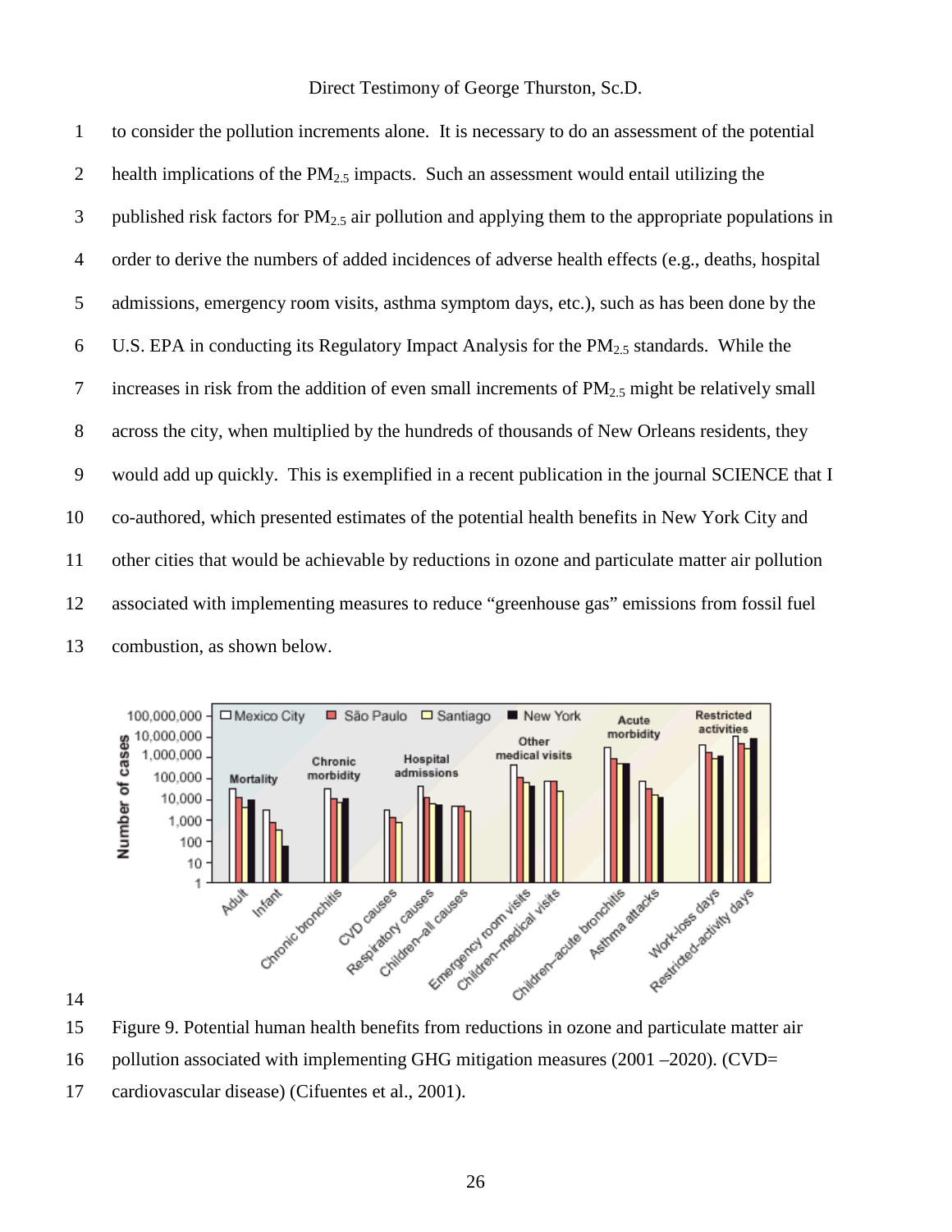to consider the pollution increments alone. It is necessary to do an assessment of the potential health implications of the $PM_{2.5}$ impacts. Such an assessment would entail utilizing the published risk factors for $PM_{2.5}$ air pollution and applying them to the appropriate populations in order to derive the numbers of added incidences of adverse health effects (e.g., deaths, hospital admissions, emergency room visits, asthma symptom days, etc.), such as has been done by the U.S. EPA in conducting its Regulatory Impact Analysis for the $PM_{2.5}$ standards. While the increases in risk from the addition of even small increments of $PM_{2.5}$ might be relatively small across the city, when multiplied by the hundreds of thousands of New Orleans residents, they would add up quickly. This is exemplified in a recent publication in the journal SCIENCE that I co-authored, which presented estimates of the potential health benefits in New York City and other cities that would be achievable by reductions in ozone and particulate matter air pollution associated with implementing measures to reduce "greenhouse gas" emissions from fossil fuel combustion, as shown below.

Mexico City
São Paulo
Santiago
New York

Number of cases

100,000,000
10,000,000
1,000,000
100,000
10,000
1,000
100
10
1

Mortality
Chronic morbidity
Hospital admissions
Other medical visits
Acute morbidity
Restricted activities

Adult
Infant
Chronic bronchitis
CVD causes
Respiratory causes
Children–all causes
Emergency room visits
Children–medical visits
Children–acute bronchitis
Asthma attacks
Work-loss days
Restricted-activity days

Figure 9. Potential human health benefits from reductions in ozone and particulate matter air pollution associated with implementing GHG mitigation measures (2001 –2020). (CVD= cardiovascular disease) (Cifuentes et al., 2001).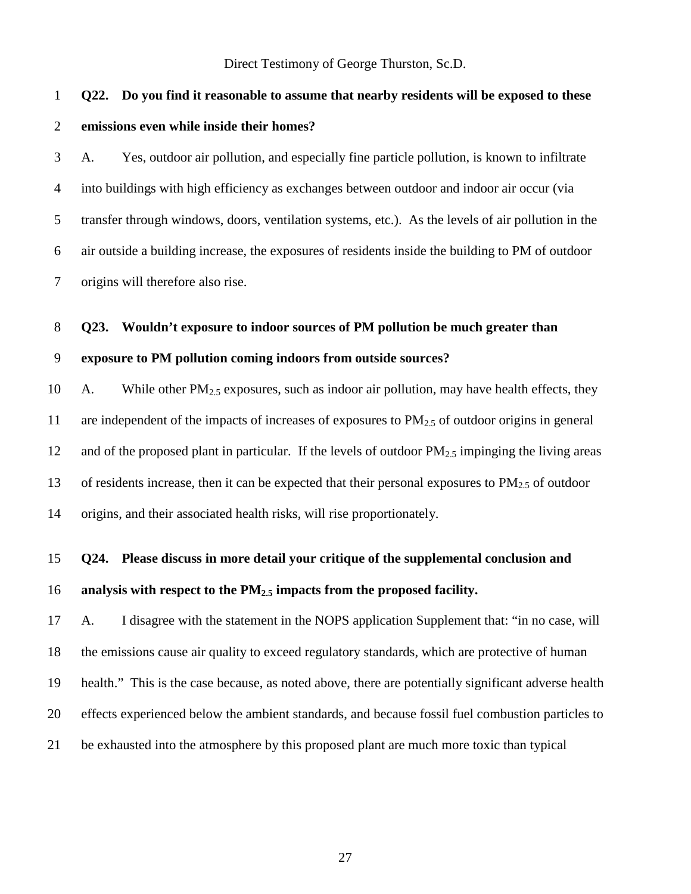**Q22. Do you find it reasonable to assume that nearby residents will be exposed to these emissions even while inside their homes?**

A. Yes, outdoor air pollution, and especially fine particle pollution, is known to infiltrate into buildings with high efficiency as exchanges between outdoor and indoor air occur (via transfer through windows, doors, ventilation systems, etc.). As the levels of air pollution in the air outside a building increase, the exposures of residents inside the building to PM of outdoor origins will therefore also rise.

**Q23. Wouldn't exposure to indoor sources of PM pollution be much greater than exposure to PM pollution coming indoors from outside sources?**

A. While other $PM_{2.5}$ exposures, such as indoor air pollution, may have health effects, they are independent of the impacts of increases of exposures to $PM_{2.5}$ of outdoor origins in general and of the proposed plant in particular. If the levels of outdoor $PM_{2.5}$ impinging the living areas of residents increase, then it can be expected that their personal exposures to $PM_{2.5}$ of outdoor origins, and their associated health risks, will rise proportionately.

**Q24. Please discuss in more detail your critique of the supplemental conclusion and analysis with respect to the $PM_{2.5}$ impacts from the proposed facility.**

A. I disagree with the statement in the NOPS application Supplement that: "in no case, will the emissions cause air quality to exceed regulatory standards, which are protective of human health." This is the case because, as noted above, there are potentially significant adverse health effects experienced below the ambient standards, and because fossil fuel combustion particles to be exhausted into the atmosphere by this proposed plant are much more toxic than typical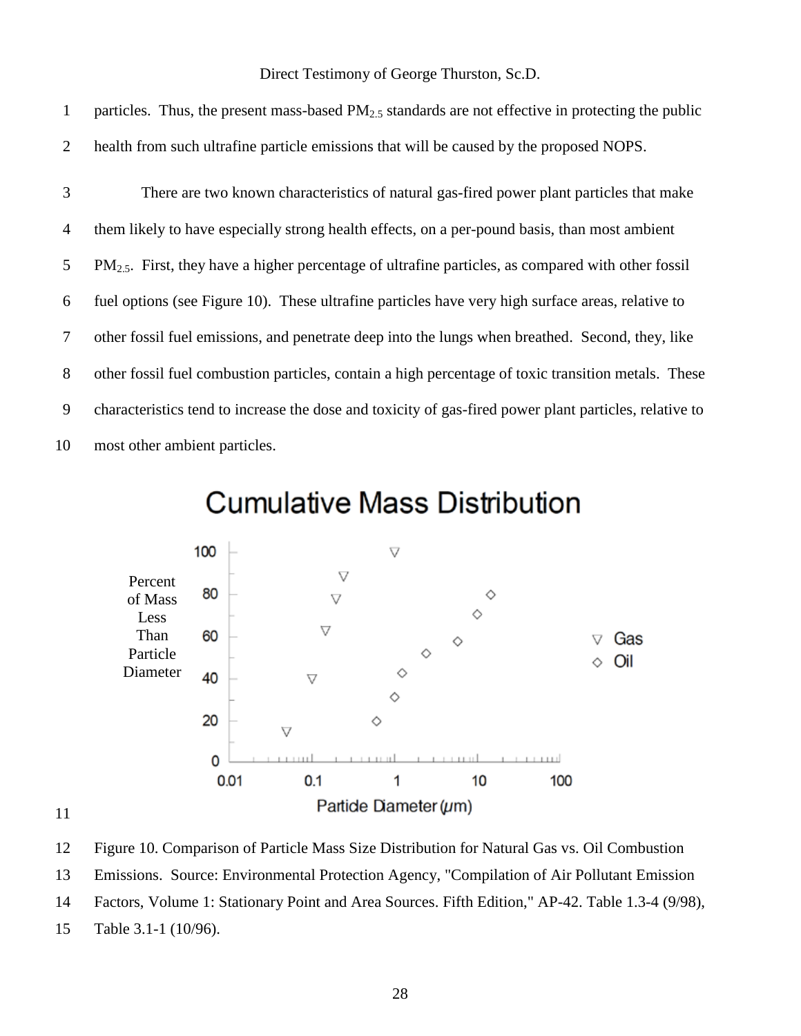particles. Thus, the present mass-based $PM_{2.5}$ standards are not effective in protecting the public health from such ultrafine particle emissions that will be caused by the proposed NOPS.

There are two known characteristics of natural gas-fired power plant particles that make them likely to have especially strong health effects, on a per-pound basis, than most ambient $PM_{2.5}$. First, they have a higher percentage of ultrafine particles, as compared with other fossil fuel options (see Figure 10). These ultrafine particles have very high surface areas, relative to other fossil fuel emissions, and penetrate deep into the lungs when breathed. Second, they, like other fossil fuel combustion particles, contain a high percentage of toxic transition metals. These characteristics tend to increase the dose and toxicity of gas-fired power plant particles, relative to most other ambient particles.

**Cumulative Mass Distribution**

Figure 10. Comparison of Particle Mass Size Distribution for Natural Gas vs. Oil Combustion Emissions. Source: Environmental Protection Agency, "Compilation of Air Pollutant Emission Factors, Volume 1: Stationary Point and Area Sources. Fifth Edition," AP-42. Table 1.3-4 (9/98), Table 3.1-1 (10/96).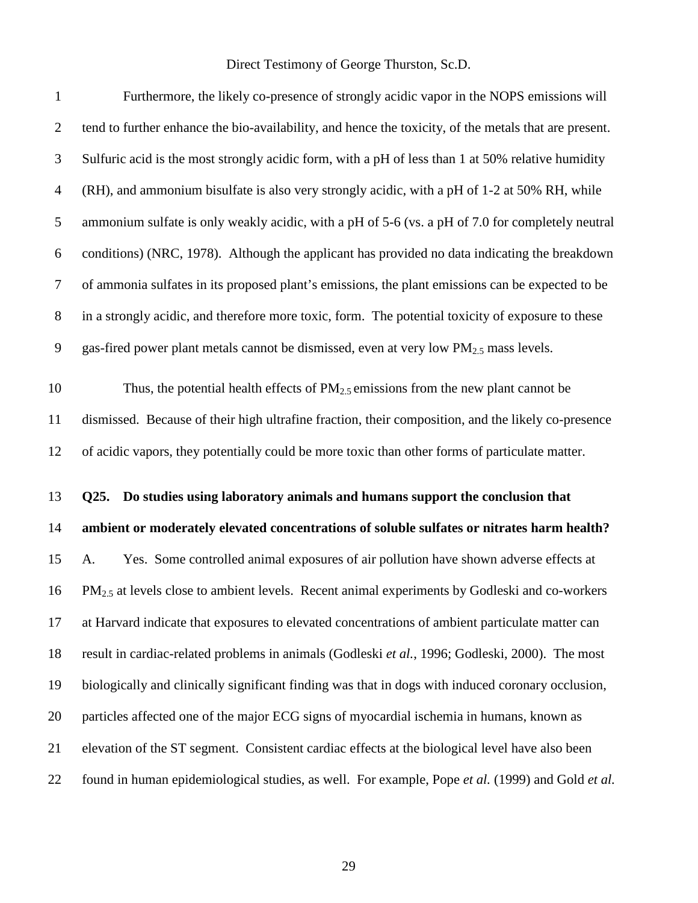Furthermore, the likely co-presence of strongly acidic vapor in the NOPS emissions will tend to further enhance the bio-availability, and hence the toxicity, of the metals that are present. Sulfuric acid is the most strongly acidic form, with a pH of less than 1 at 50% relative humidity (RH), and ammonium bisulfate is also very strongly acidic, with a pH of 1-2 at 50% RH, while ammonium sulfate is only weakly acidic, with a pH of 5-6 (vs. a pH of 7.0 for completely neutral conditions) (NRC, 1978). Although the applicant has provided no data indicating the breakdown of ammonia sulfates in its proposed plant's emissions, the plant emissions can be expected to be in a strongly acidic, and therefore more toxic, form. The potential toxicity of exposure to these gas-fired power plant metals cannot be dismissed, even at very low $PM_{2.5}$ mass levels.

Thus, the potential health effects of $PM_{2.5}$ emissions from the new plant cannot be dismissed. Because of their high ultrafine fraction, their composition, and the likely co-presence of acidic vapors, they potentially could be more toxic than other forms of particulate matter.

**Q25. Do studies using laboratory animals and humans support the conclusion that ambient or moderately elevated concentrations of soluble sulfates or nitrates harm health?**

A. Yes. Some controlled animal exposures of air pollution have shown adverse effects at $PM_{2.5}$ at levels close to ambient levels. Recent animal experiments by Godleski and co-workers at Harvard indicate that exposures to elevated concentrations of ambient particulate matter can result in cardiac-related problems in animals (Godleski *et al.*, 1996; Godleski, 2000). The most biologically and clinically significant finding was that in dogs with induced coronary occlusion, particles affected one of the major ECG signs of myocardial ischemia in humans, known as elevation of the ST segment. Consistent cardiac effects at the biological level have also been found in human epidemiological studies, as well. For example, Pope *et al.* (1999) and Gold *et al.*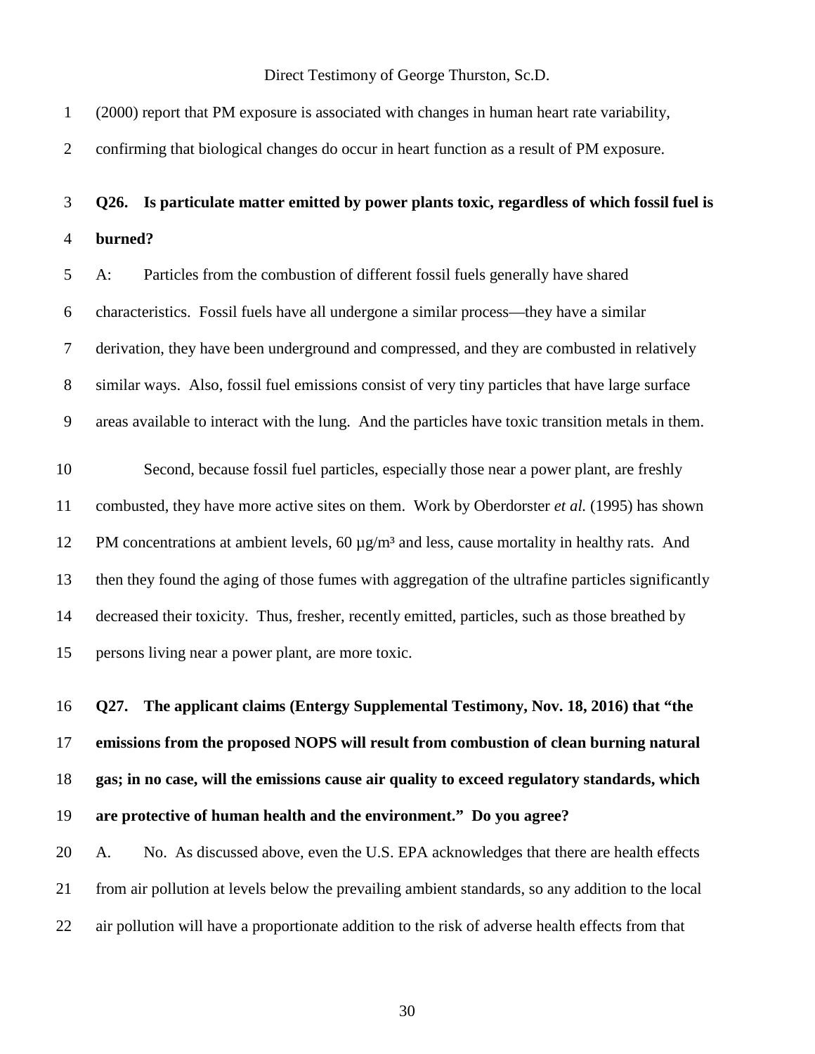(2000) report that PM exposure is associated with changes in human heart rate variability, confirming that biological changes do occur in heart function as a result of PM exposure.

**Q26. Is particulate matter emitted by power plants toxic, regardless of which fossil fuel is burned?**

A: Particles from the combustion of different fossil fuels generally have shared characteristics. Fossil fuels have all undergone a similar process—they have a similar derivation, they have been underground and compressed, and they are combusted in relatively similar ways. Also, fossil fuel emissions consist of very tiny particles that have large surface areas available to interact with the lung. And the particles have toxic transition metals in them.

Second, because fossil fuel particles, especially those near a power plant, are freshly combusted, they have more active sites on them. Work by Oberdorster *et al.* (1995) has shown PM concentrations at ambient levels, 60 $\mu g/m^3$ and less, cause mortality in healthy rats. And then they found the aging of those fumes with aggregation of the ultrafine particles significantly decreased their toxicity. Thus, fresher, recently emitted, particles, such as those breathed by persons living near a power plant, are more toxic.

**Q27. The applicant claims (Entergy Supplemental Testimony, Nov. 18, 2016) that "the emissions from the proposed NOPS will result from combustion of clean burning natural gas; in no case, will the emissions cause air quality to exceed regulatory standards, which are protective of human health and the environment." Do you agree?**

A. No. As discussed above, even the U.S. EPA acknowledges that there are health effects from air pollution at levels below the prevailing ambient standards, so any addition to the local air pollution will have a proportionate addition to the risk of adverse health effects from that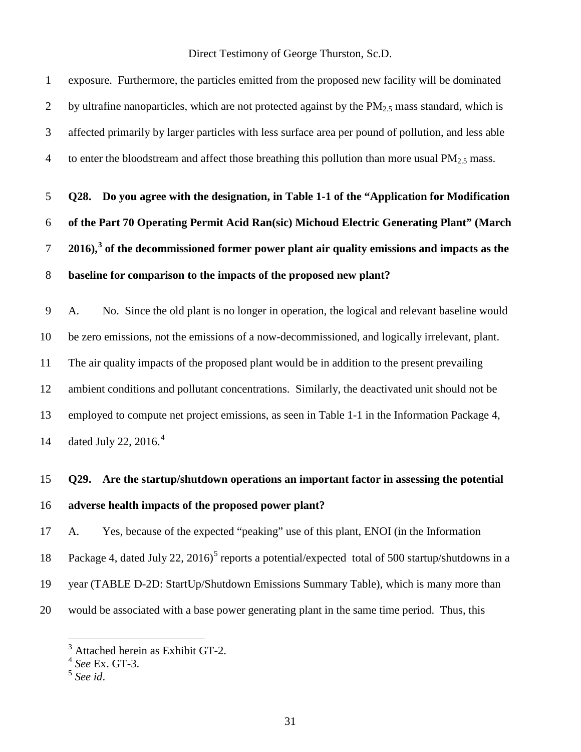exposure. Furthermore, the particles emitted from the proposed new facility will be dominated by ultrafine nanoparticles, which are not protected against by the $PM_{2.5}$ mass standard, which is affected primarily by larger particles with less surface area per pound of pollution, and less able to enter the bloodstream and affect those breathing this pollution than more usual $PM_{2.5}$ mass.

**Q28. Do you agree with the designation, in Table 1-1 of the "Application for Modification of the Part 70 Operating Permit Acid Ran(sic) Michoud Electric Generating Plant" (March 2016),[3] of the decommissioned former power plant air quality emissions and impacts as the baseline for comparison to the impacts of the proposed new plant?**

A. No. Since the old plant is no longer in operation, the logical and relevant baseline would be zero emissions, not the emissions of a now-decommissioned, and logically irrelevant, plant. The air quality impacts of the proposed plant would be in addition to the present prevailing ambient conditions and pollutant concentrations. Similarly, the deactivated unit should not be employed to compute net project emissions, as seen in Table 1-1 in the Information Package 4, dated July 22, 2016.[4]

**Q29. Are the startup/shutdown operations an important factor in assessing the potential adverse health impacts of the proposed power plant?**

A. Yes, because of the expected "peaking" use of this plant, ENOI (in the Information Package 4, dated July 22, 2016)[5] reports a potential/expected total of 500 startup/shutdowns in a year (TABLE D-2D: StartUp/Shutdown Emissions Summary Table), which is many more than would be associated with a base power generating plant in the same time period. Thus, this

---

[3] Attached herein as Exhibit GT-2.
[4] *See* Ex. GT-3.
[5] *See id*.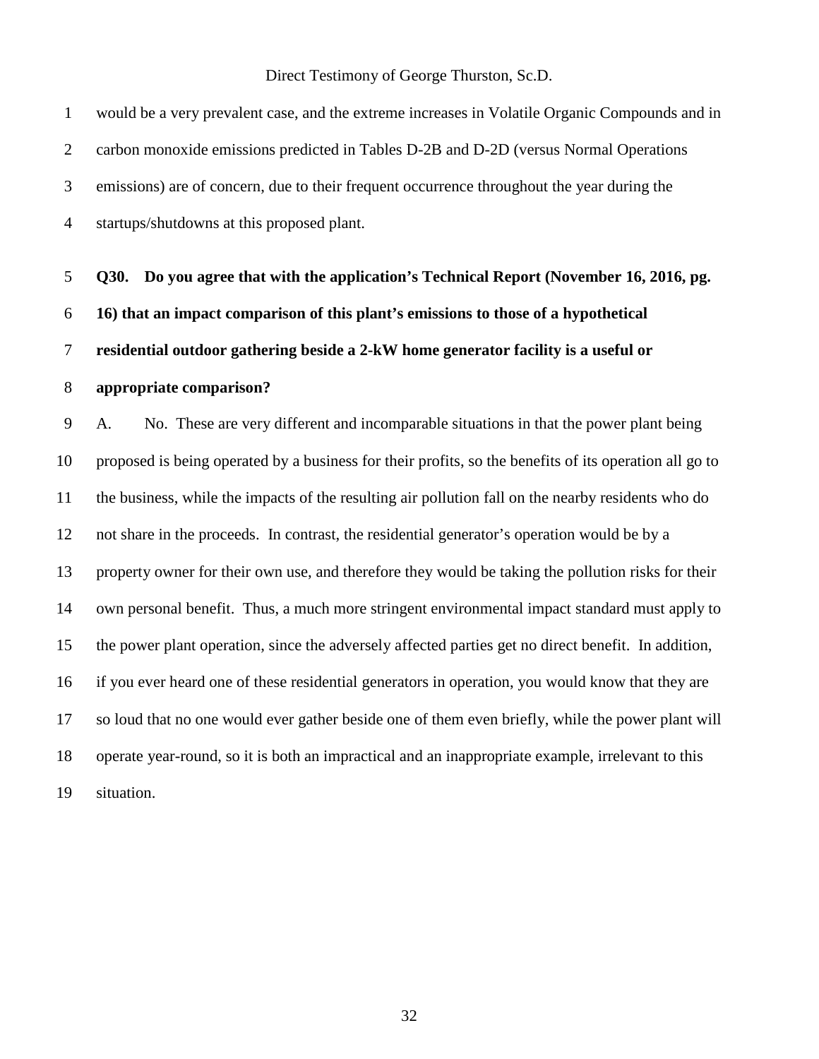would be a very prevalent case, and the extreme increases in Volatile Organic Compounds and in carbon monoxide emissions predicted in Tables D-2B and D-2D (versus Normal Operations emissions) are of concern, due to their frequent occurrence throughout the year during the startups/shutdowns at this proposed plant.

**Q30. Do you agree that with the application's Technical Report (November 16, 2016, pg. 16) that an impact comparison of this plant's emissions to those of a hypothetical residential outdoor gathering beside a 2-kW home generator facility is a useful or appropriate comparison?**

A. No. These are very different and incomparable situations in that the power plant being proposed is being operated by a business for their profits, so the benefits of its operation all go to the business, while the impacts of the resulting air pollution fall on the nearby residents who do not share in the proceeds. In contrast, the residential generator's operation would be by a property owner for their own use, and therefore they would be taking the pollution risks for their own personal benefit. Thus, a much more stringent environmental impact standard must apply to the power plant operation, since the adversely affected parties get no direct benefit. In addition, if you ever heard one of these residential generators in operation, you would know that they are so loud that no one would ever gather beside one of them even briefly, while the power plant will operate year-round, so it is both an impractical and an inappropriate example, irrelevant to this situation.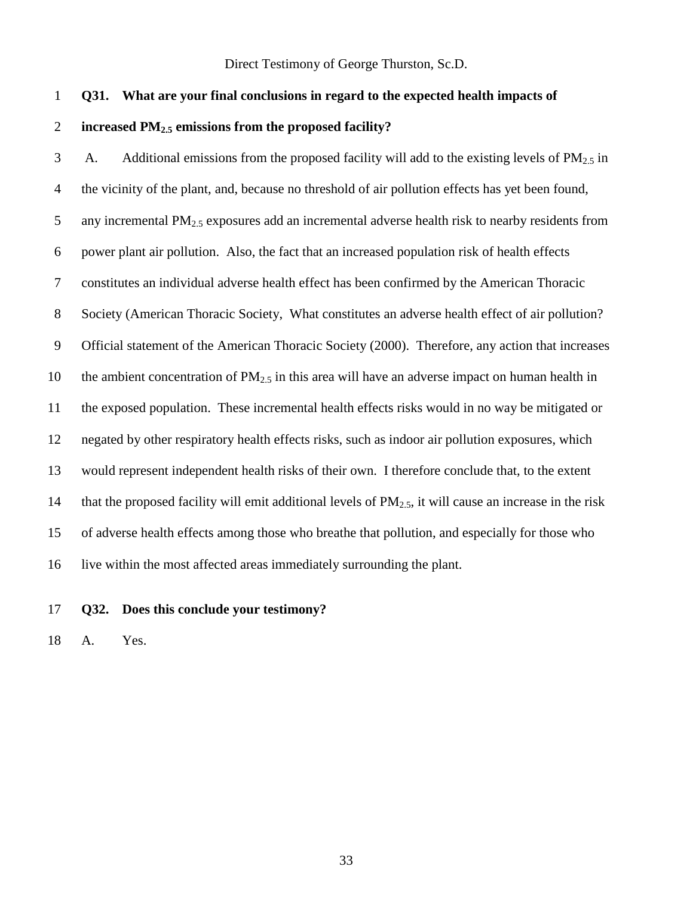**Q31. What are your final conclusions in regard to the expected health impacts of increased $PM_{2.5}$ emissions from the proposed facility?**

A. Additional emissions from the proposed facility will add to the existing levels of $PM_{2.5}$ in the vicinity of the plant, and, because no threshold of air pollution effects has yet been found, any incremental $PM_{2.5}$ exposures add an incremental adverse health risk to nearby residents from power plant air pollution. Also, the fact that an increased population risk of health effects constitutes an individual adverse health effect has been confirmed by the American Thoracic Society (American Thoracic Society, What constitutes an adverse health effect of air pollution? Official statement of the American Thoracic Society (2000). Therefore, any action that increases the ambient concentration of $PM_{2.5}$ in this area will have an adverse impact on human health in the exposed population. These incremental health effects risks would in no way be mitigated or negated by other respiratory health effects risks, such as indoor air pollution exposures, which would represent independent health risks of their own. I therefore conclude that, to the extent that the proposed facility will emit additional levels of $PM_{2.5}$, it will cause an increase in the risk of adverse health effects among those who breathe that pollution, and especially for those who live within the most affected areas immediately surrounding the plant.

**Q32. Does this conclude your testimony?**

A. Yes.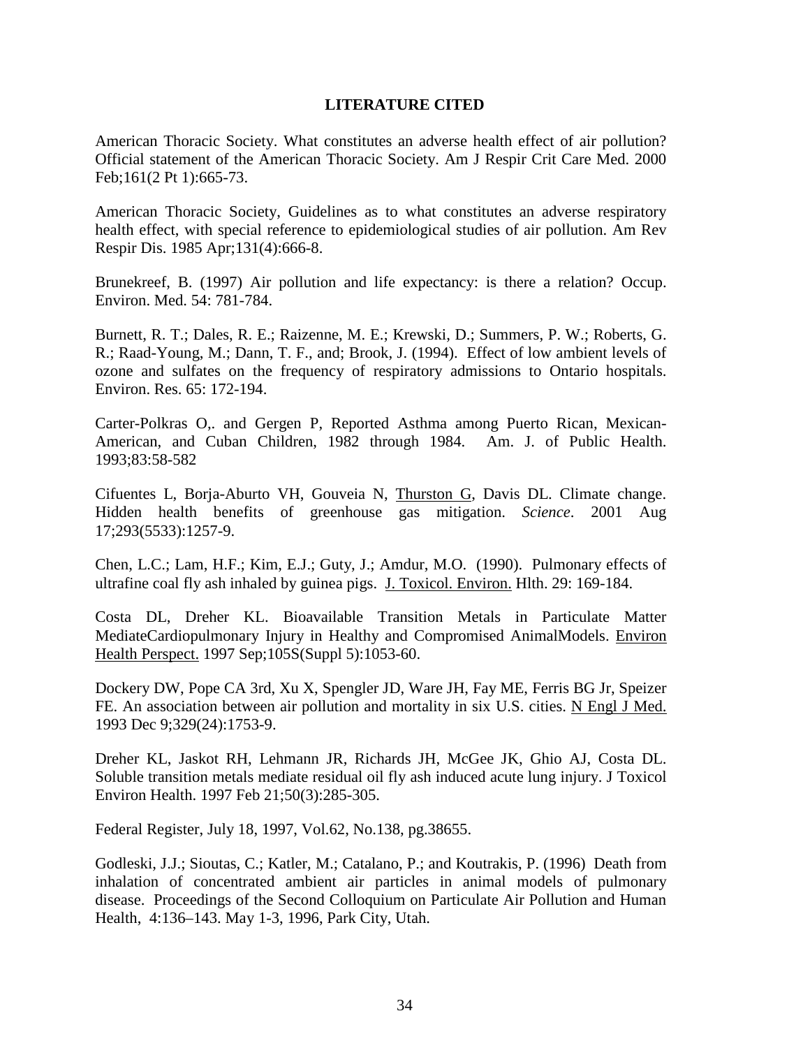**LITERATURE CITED**

American Thoracic Society. What constitutes an adverse health effect of air pollution? Official statement of the American Thoracic Society. Am J Respir Crit Care Med. 2000 Feb;161(2 Pt 1):665-73.

American Thoracic Society, Guidelines as to what constitutes an adverse respiratory health effect, with special reference to epidemiological studies of air pollution. Am Rev Respir Dis. 1985 Apr;131(4):666-8.

Brunekreef, B. (1997) Air pollution and life expectancy: is there a relation? Occup. Environ. Med. 54: 781-784.

Burnett, R. T.; Dales, R. E.; Raizenne, M. E.; Krewski, D.; Summers, P. W.; Roberts, G. R.; Raad-Young, M.; Dann, T. F., and; Brook, J. (1994). Effect of low ambient levels of ozone and sulfates on the frequency of respiratory admissions to Ontario hospitals. Environ. Res. 65: 172-194.

Carter-Polkras O,. and Gergen P, Reported Asthma among Puerto Rican, Mexican-American, and Cuban Children, 1982 through 1984. Am. J. of Public Health. 1993;83:58-582

Cifuentes L, Borja-Aburto VH, Gouveia N, Thurston G, Davis DL. Climate change. Hidden health benefits of greenhouse gas mitigation. *Science*. 2001 Aug 17;293(5533):1257-9.

Chen, L.C.; Lam, H.F.; Kim, E.J.; Guty, J.; Amdur, M.O. (1990). Pulmonary effects of ultrafine coal fly ash inhaled by guinea pigs. J. Toxicol. Environ. Hlth. 29: 169-184.

Costa DL, Dreher KL. Bioavailable Transition Metals in Particulate Matter MediateCardiopulmonary Injury in Healthy and Compromised AnimalModels. Environ Health Perspect. 1997 Sep;105S(Suppl 5):1053-60.

Dockery DW, Pope CA 3rd, Xu X, Spengler JD, Ware JH, Fay ME, Ferris BG Jr, Speizer FE. An association between air pollution and mortality in six U.S. cities. N Engl J Med. 1993 Dec 9;329(24):1753-9.

Dreher KL, Jaskot RH, Lehmann JR, Richards JH, McGee JK, Ghio AJ, Costa DL. Soluble transition metals mediate residual oil fly ash induced acute lung injury. J Toxicol Environ Health. 1997 Feb 21;50(3):285-305.

Federal Register, July 18, 1997, Vol.62, No.138, pg.38655.

Godleski, J.J.; Sioutas, C.; Katler, M.; Catalano, P.; and Koutrakis, P. (1996) Death from inhalation of concentrated ambient air particles in animal models of pulmonary disease. Proceedings of the Second Colloquium on Particulate Air Pollution and Human Health, 4:136–143. May 1-3, 1996, Park City, Utah.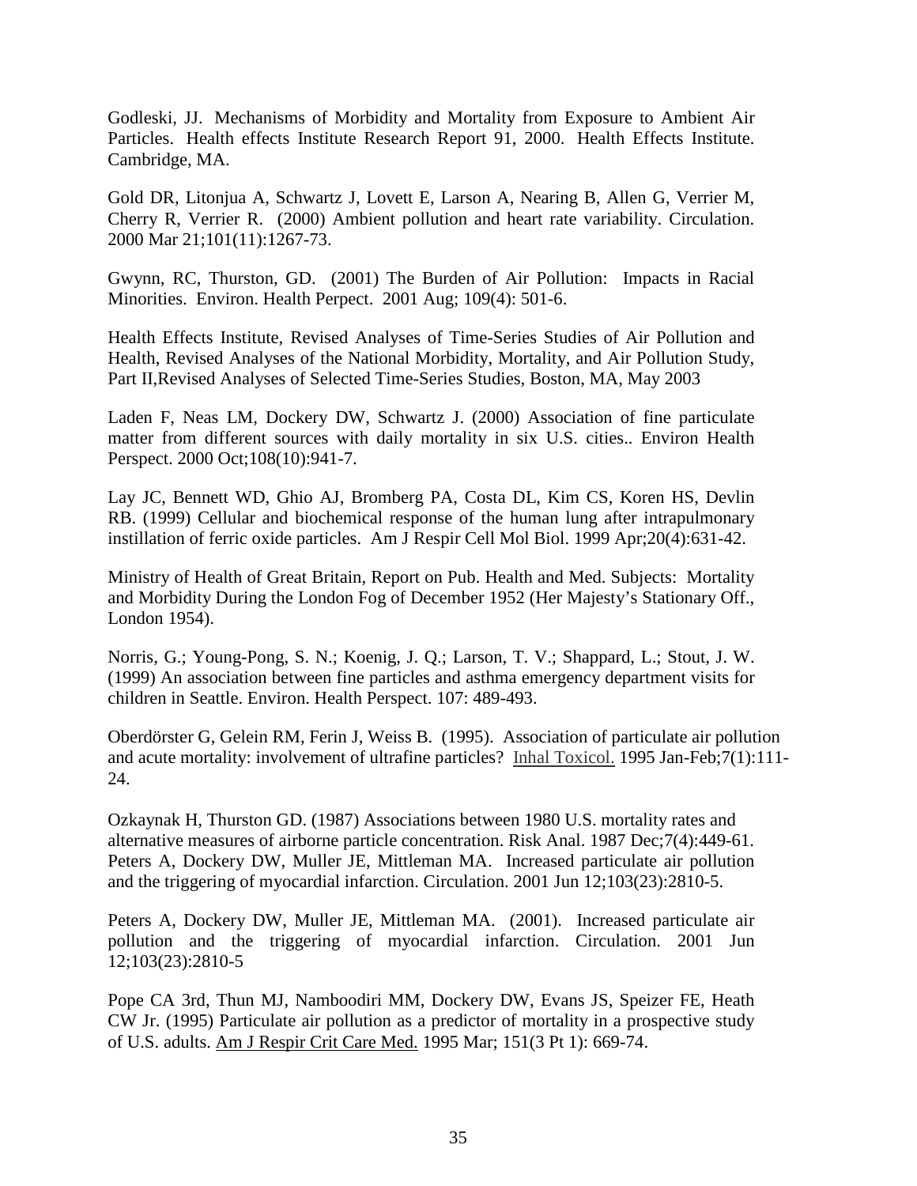Godleski, JJ. Mechanisms of Morbidity and Mortality from Exposure to Ambient Air Particles. Health effects Institute Research Report 91, 2000. Health Effects Institute. Cambridge, MA.

Gold DR, Litonjua A, Schwartz J, Lovett E, Larson A, Nearing B, Allen G, Verrier M, Cherry R, Verrier R. (2000) Ambient pollution and heart rate variability. Circulation. 2000 Mar 21;101(11):1267-73.

Gwynn, RC, Thurston, GD. (2001) The Burden of Air Pollution: Impacts in Racial Minorities. Environ. Health Perpect. 2001 Aug; 109(4): 501-6.

Health Effects Institute, Revised Analyses of Time-Series Studies of Air Pollution and Health, Revised Analyses of the National Morbidity, Mortality, and Air Pollution Study, Part II,Revised Analyses of Selected Time-Series Studies, Boston, MA, May 2003

Laden F, Neas LM, Dockery DW, Schwartz J. (2000) Association of fine particulate matter from different sources with daily mortality in six U.S. cities.. Environ Health Perspect. 2000 Oct;108(10):941-7.

Lay JC, Bennett WD, Ghio AJ, Bromberg PA, Costa DL, Kim CS, Koren HS, Devlin RB. (1999) Cellular and biochemical response of the human lung after intrapulmonary instillation of ferric oxide particles. Am J Respir Cell Mol Biol. 1999 Apr;20(4):631-42.

Ministry of Health of Great Britain, Report on Pub. Health and Med. Subjects: Mortality and Morbidity During the London Fog of December 1952 (Her Majesty's Stationary Off., London 1954).

Norris, G.; Young-Pong, S. N.; Koenig, J. Q.; Larson, T. V.; Shappard, L.; Stout, J. W. (1999) An association between fine particles and asthma emergency department visits for children in Seattle. Environ. Health Perspect. 107: 489-493.

Oberdörster G, Gelein RM, Ferin J, Weiss B. (1995). Association of particulate air pollution and acute mortality: involvement of ultrafine particles? Inhal Toxicol. 1995 Jan-Feb;7(1):111-24.

Ozkaynak H, Thurston GD. (1987) Associations between 1980 U.S. mortality rates and alternative measures of airborne particle concentration. Risk Anal. 1987 Dec;7(4):449-61.
Peters A, Dockery DW, Muller JE, Mittleman MA. Increased particulate air pollution and the triggering of myocardial infarction. Circulation. 2001 Jun 12;103(23):2810-5.

Peters A, Dockery DW, Muller JE, Mittleman MA. (2001). Increased particulate air pollution and the triggering of myocardial infarction. Circulation. 2001 Jun 12;103(23):2810-5

Pope CA 3rd, Thun MJ, Namboodiri MM, Dockery DW, Evans JS, Speizer FE, Heath CW Jr. (1995) Particulate air pollution as a predictor of mortality in a prospective study of U.S. adults. Am J Respir Crit Care Med. 1995 Mar; 151(3 Pt 1): 669-74.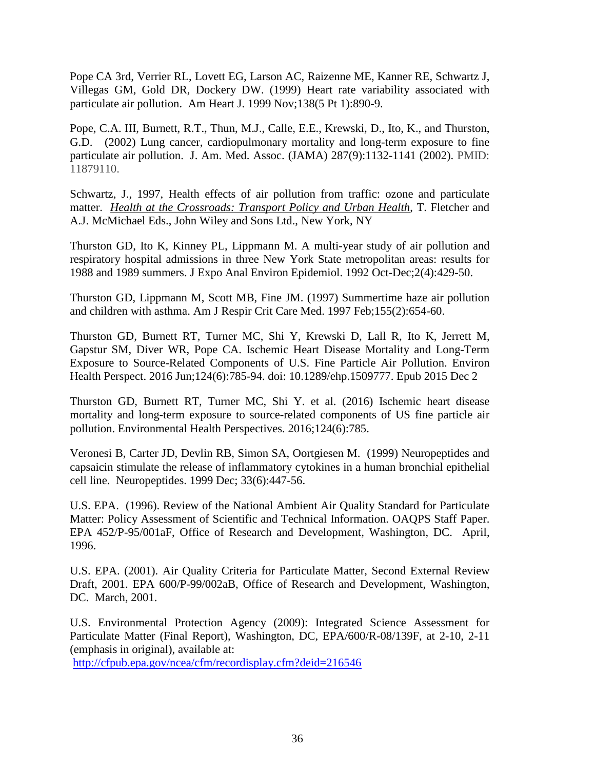Pope CA 3rd, Verrier RL, Lovett EG, Larson AC, Raizenne ME, Kanner RE, Schwartz J, Villegas GM, Gold DR, Dockery DW. (1999) Heart rate variability associated with particulate air pollution. Am Heart J. 1999 Nov;138(5 Pt 1):890-9.

Pope, C.A. III, Burnett, R.T., Thun, M.J., Calle, E.E., Krewski, D., Ito, K., and Thurston, G.D. (2002) Lung cancer, cardiopulmonary mortality and long-term exposure to fine particulate air pollution. J. Am. Med. Assoc. (JAMA) 287(9):1132-1141 (2002). PMID: 11879110.

Schwartz, J., 1997, Health effects of air pollution from traffic: ozone and particulate matter. *Health at the Crossroads: Transport Policy and Urban Health*, T. Fletcher and A.J. McMichael Eds., John Wiley and Sons Ltd., New York, NY

Thurston GD, Ito K, Kinney PL, Lippmann M. A multi-year study of air pollution and respiratory hospital admissions in three New York State metropolitan areas: results for 1988 and 1989 summers. J Expo Anal Environ Epidemiol. 1992 Oct-Dec;2(4):429-50.

Thurston GD, Lippmann M, Scott MB, Fine JM. (1997) Summertime haze air pollution and children with asthma. Am J Respir Crit Care Med. 1997 Feb;155(2):654-60.

Thurston GD, Burnett RT, Turner MC, Shi Y, Krewski D, Lall R, Ito K, Jerrett M, Gapstur SM, Diver WR, Pope CA. Ischemic Heart Disease Mortality and Long-Term Exposure to Source-Related Components of U.S. Fine Particle Air Pollution. Environ Health Perspect. 2016 Jun;124(6):785-94. doi: 10.1289/ehp.1509777. Epub 2015 Dec 2

Thurston GD, Burnett RT, Turner MC, Shi Y. et al. (2016) Ischemic heart disease mortality and long-term exposure to source-related components of US fine particle air pollution. Environmental Health Perspectives. 2016;124(6):785.

Veronesi B, Carter JD, Devlin RB, Simon SA, Oortgiesen M. (1999) Neuropeptides and capsaicin stimulate the release of inflammatory cytokines in a human bronchial epithelial cell line. Neuropeptides. 1999 Dec; 33(6):447-56.

U.S. EPA. (1996). Review of the National Ambient Air Quality Standard for Particulate Matter: Policy Assessment of Scientific and Technical Information. OAQPS Staff Paper. EPA 452/P-95/001aF, Office of Research and Development, Washington, DC. April, 1996.

U.S. EPA. (2001). Air Quality Criteria for Particulate Matter, Second External Review Draft, 2001. EPA 600/P-99/002aB, Office of Research and Development, Washington, DC. March, 2001.

U.S. Environmental Protection Agency (2009): Integrated Science Assessment for Particulate Matter (Final Report), Washington, DC, EPA/600/R-08/139F, at 2-10, 2-11 (emphasis in original), available at:
http://cfpub.epa.gov/ncea/cfm/recordisplay.cfm?deid=216546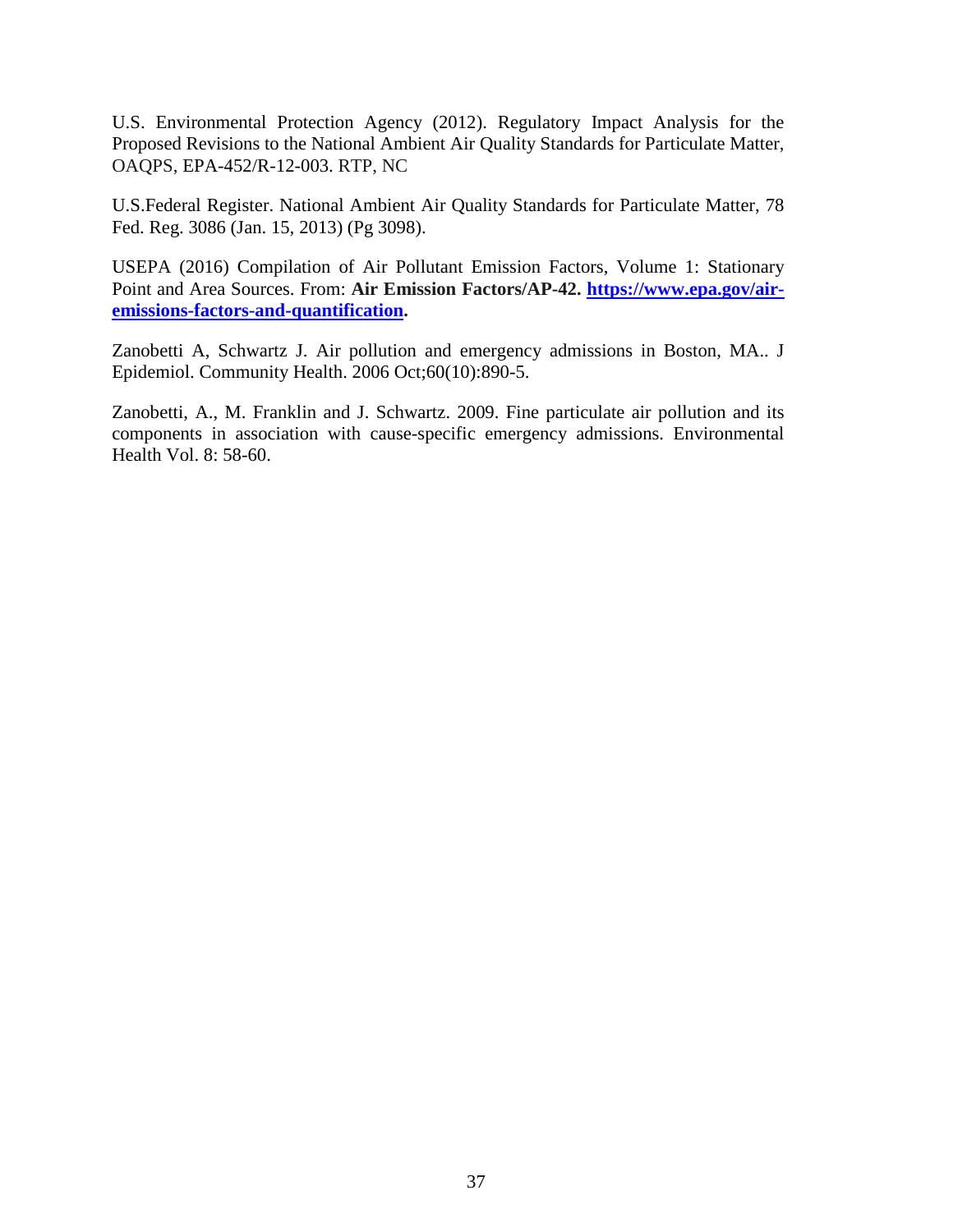U.S. Environmental Protection Agency (2012). Regulatory Impact Analysis for the Proposed Revisions to the National Ambient Air Quality Standards for Particulate Matter, OAQPS, EPA-452/R-12-003. RTP, NC

U.S.Federal Register. National Ambient Air Quality Standards for Particulate Matter, 78 Fed. Reg. 3086 (Jan. 15, 2013) (Pg 3098).

USEPA (2016) Compilation of Air Pollutant Emission Factors, Volume 1: Stationary Point and Area Sources. From: **Air Emission Factors/AP-42. [https://www.epa.gov/air-emissions-factors-and-quantification](https://www.epa.gov/air-emissions-factors-and-quantification).**

Zanobetti A, Schwartz J. Air pollution and emergency admissions in Boston, MA.. J Epidemiol. Community Health. 2006 Oct;60(10):890-5.

Zanobetti, A., M. Franklin and J. Schwartz. 2009. Fine particulate air pollution and its components in association with cause-specific emergency admissions. Environmental Health Vol. 8: 58-60.